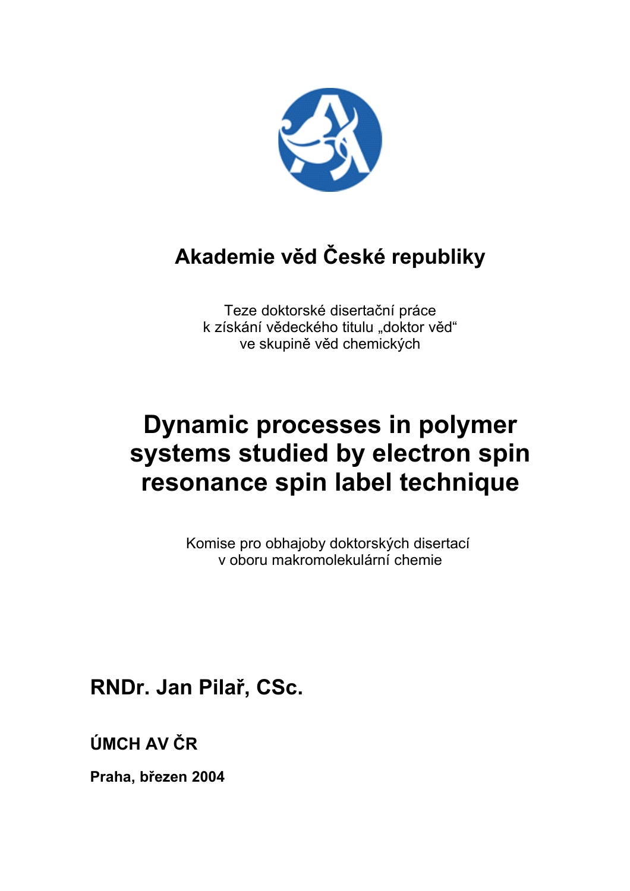## Akademie věd České republiky

Teze doktorské disertační práce
k získání vědeckého titulu „doktor věd“
ve skupině věd chemických

# Dynamic processes in polymer systems studied by electron spin resonance spin label technique

Komise pro obhajoby doktorských disertací
v oboru makromolekulární chemie

## RNDr. Jan Pilař, CSc.

### ÚMCH AV ČR

**Praha, březen 2004**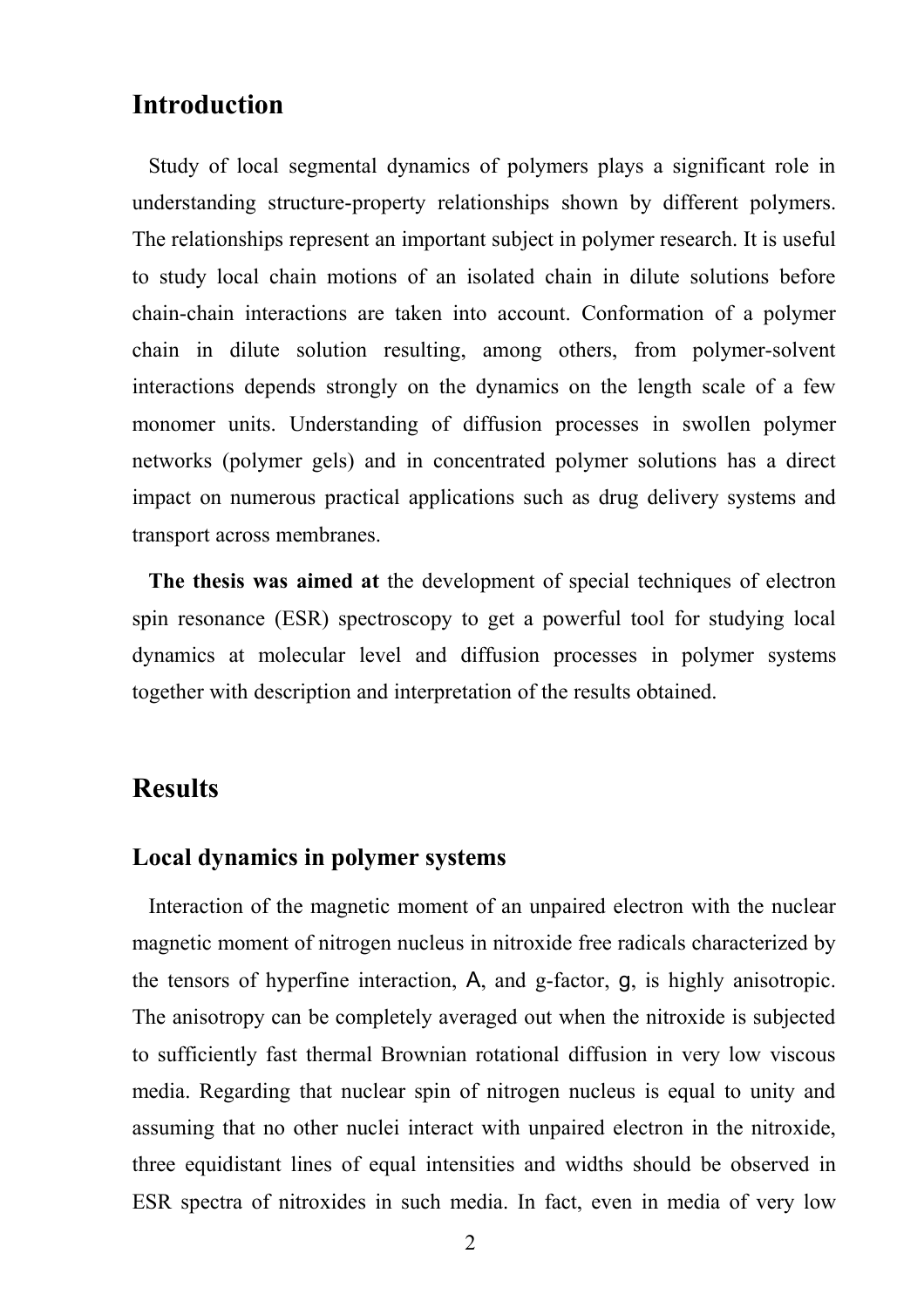## Introduction

Study of local segmental dynamics of polymers plays a significant role in understanding structure-property relationships shown by different polymers. The relationships represent an important subject in polymer research. It is useful to study local chain motions of an isolated chain in dilute solutions before chain-chain interactions are taken into account. Conformation of a polymer chain in dilute solution resulting, among others, from polymer-solvent interactions depends strongly on the dynamics on the length scale of a few monomer units. Understanding of diffusion processes in swollen polymer networks (polymer gels) and in concentrated polymer solutions has a direct impact on numerous practical applications such as drug delivery systems and transport across membranes.

**The thesis was aimed at** the development of special techniques of electron spin resonance (ESR) spectroscopy to get a powerful tool for studying local dynamics at molecular level and diffusion processes in polymer systems together with description and interpretation of the results obtained.

## Results

### Local dynamics in polymer systems

Interaction of the magnetic moment of an unpaired electron with the nuclear magnetic moment of nitrogen nucleus in nitroxide free radicals characterized by the tensors of hyperfine interaction, $\mathsf{A}$, and g-factor, $\mathsf{g}$, is highly anisotropic. The anisotropy can be completely averaged out when the nitroxide is subjected to sufficiently fast thermal Brownian rotational diffusion in very low viscous media. Regarding that nuclear spin of nitrogen nucleus is equal to unity and assuming that no other nuclei interact with unpaired electron in the nitroxide, three equidistant lines of equal intensities and widths should be observed in ESR spectra of nitroxides in such media. In fact, even in media of very low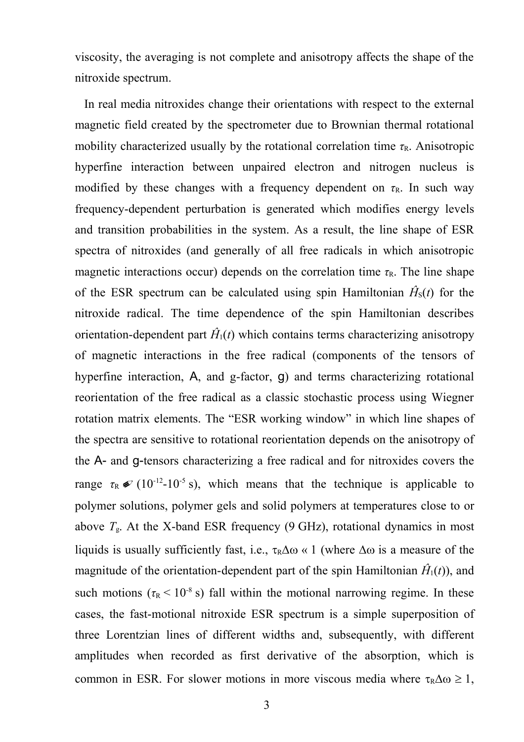viscosity, the averaging is not complete and anisotropy affects the shape of the nitroxide spectrum.

In real media nitroxides change their orientations with respect to the external magnetic field created by the spectrometer due to Brownian thermal rotational mobility characterized usually by the rotational correlation time $\tau_R$. Anisotropic hyperfine interaction between unpaired electron and nitrogen nucleus is modified by these changes with a frequency dependent on $\tau_R$. In such way frequency-dependent perturbation is generated which modifies energy levels and transition probabilities in the system. As a result, the line shape of ESR spectra of nitroxides (and generally of all free radicals in which anisotropic magnetic interactions occur) depends on the correlation time $\tau_R$. The line shape of the ESR spectrum can be calculated using spin Hamiltonian $\hat{H}_S(t)$ for the nitroxide radical. The time dependence of the spin Hamiltonian describes orientation-dependent part $\hat{H}_1(t)$ which contains terms characterizing anisotropy of magnetic interactions in the free radical (components of the tensors of hyperfine interaction, A, and g-factor, g) and terms characterizing rotational reorientation of the free radical as a classic stochastic process using Wiegner rotation matrix elements. The "ESR working window" in which line shapes of the spectra are sensitive to rotational reorientation depends on the anisotropy of the A- and g-tensors characterizing a free radical and for nitroxides covers the range $\tau_R$ ✐ ($10^{-12}$-$10^{-5}$ s), which means that the technique is applicable to polymer solutions, polymer gels and solid polymers at temperatures close to or above $T_g$. At the X-band ESR frequency (9 GHz), rotational dynamics in most liquids is usually sufficiently fast, i.e., $\tau_R\Delta\omega \ll 1$ (where $\Delta\omega$ is a measure of the magnitude of the orientation-dependent part of the spin Hamiltonian $\hat{H}_1(t)$), and such motions ($\tau_R < 10^{-8}$ s) fall within the motional narrowing regime. In these cases, the fast-motional nitroxide ESR spectrum is a simple superposition of three Lorentzian lines of different widths and, subsequently, with different amplitudes when recorded as first derivative of the absorption, which is common in ESR. For slower motions in more viscous media where $\tau_R\Delta\omega \geq 1$,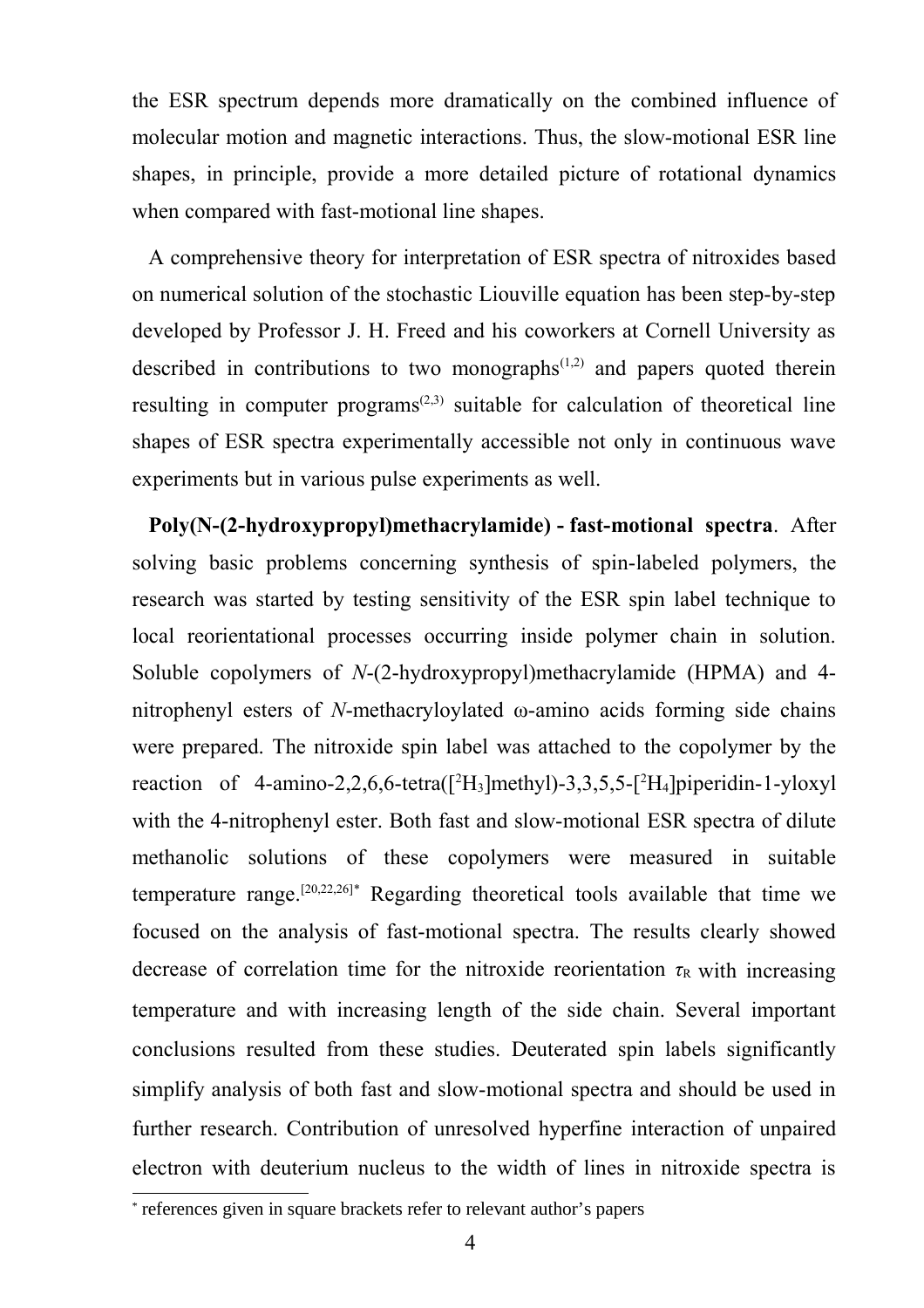the ESR spectrum depends more dramatically on the combined influence of molecular motion and magnetic interactions. Thus, the slow-motional ESR line shapes, in principle, provide a more detailed picture of rotational dynamics when compared with fast-motional line shapes.

A comprehensive theory for interpretation of ESR spectra of nitroxides based on numerical solution of the stochastic Liouville equation has been step-by-step developed by Professor J. H. Freed and his coworkers at Cornell University as described in contributions to two monographs(1,2) and papers quoted therein resulting in computer programs(2,3) suitable for calculation of theoretical line shapes of ESR spectra experimentally accessible not only in continuous wave experiments but in various pulse experiments as well.

**Poly(N-(2-hydroxypropyl)methacrylamide) - fast-motional spectra**. After solving basic problems concerning synthesis of spin-labeled polymers, the research was started by testing sensitivity of the ESR spin label technique to local reorientational processes occurring inside polymer chain in solution. Soluble copolymers of *N*-(2-hydroxypropyl)methacrylamide (HPMA) and 4-nitrophenyl esters of *N*-methacryloylated ω-amino acids forming side chains were prepared. The nitroxide spin label was attached to the copolymer by the reaction of 4-amino-2,2,6,6-tetra([$^2H_3$]methyl)-3,3,5,5-[$^2H_4$]piperidin-1-yloxyl with the 4-nitrophenyl ester. Both fast and slow-motional ESR spectra of dilute methanolic solutions of these copolymers were measured in suitable temperature range.[20,22,26]* Regarding theoretical tools available that time we focused on the analysis of fast-motional spectra. The results clearly showed decrease of correlation time for the nitroxide reorientation $\tau_R$ with increasing temperature and with increasing length of the side chain. Several important conclusions resulted from these studies. Deuterated spin labels significantly simplify analysis of both fast and slow-motional spectra and should be used in further research. Contribution of unresolved hyperfine interaction of unpaired electron with deuterium nucleus to the width of lines in nitroxide spectra is

\* references given in square brackets refer to relevant author's papers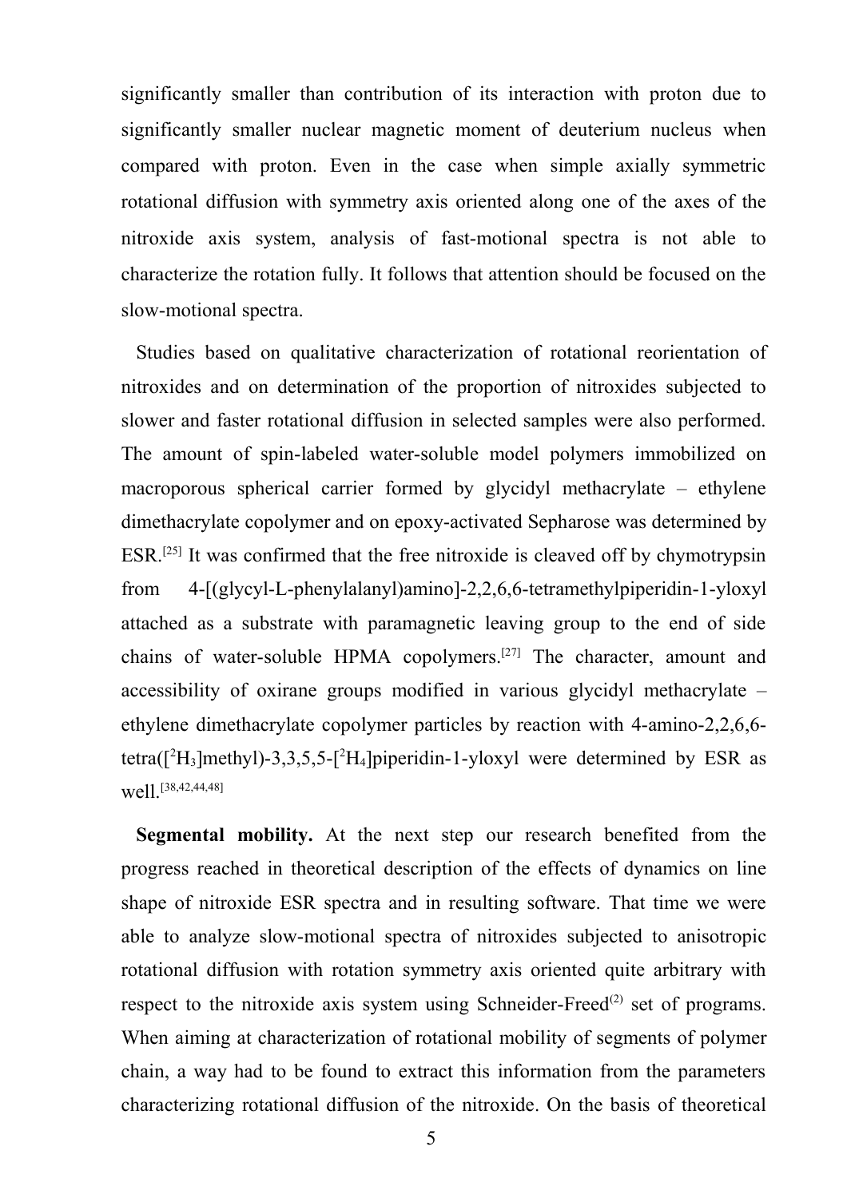significantly smaller than contribution of its interaction with proton due to significantly smaller nuclear magnetic moment of deuterium nucleus when compared with proton. Even in the case when simple axially symmetric rotational diffusion with symmetry axis oriented along one of the axes of the nitroxide axis system, analysis of fast-motional spectra is not able to characterize the rotation fully. It follows that attention should be focused on the slow-motional spectra.

Studies based on qualitative characterization of rotational reorientation of nitroxides and on determination of the proportion of nitroxides subjected to slower and faster rotational diffusion in selected samples were also performed. The amount of spin-labeled water-soluble model polymers immobilized on macroporous spherical carrier formed by glycidyl methacrylate – ethylene dimethacrylate copolymer and on epoxy-activated Sepharose was determined by ESR.[25] It was confirmed that the free nitroxide is cleaved off by chymotrypsin from 4-[(glycyl-L-phenylalanyl)amino]-2,2,6,6-tetramethylpiperidin-1-yloxyl attached as a substrate with paramagnetic leaving group to the end of side chains of water-soluble HPMA copolymers.[27] The character, amount and accessibility of oxirane groups modified in various glycidyl methacrylate – ethylene dimethacrylate copolymer particles by reaction with 4-amino-2,2,6,6-tetra([$^2H_3$]methyl)-3,3,5,5-[$^2H_4$]piperidin-1-yloxyl were determined by ESR as well.[38,42,44,48]

**Segmental mobility.** At the next step our research benefited from the progress reached in theoretical description of the effects of dynamics on line shape of nitroxide ESR spectra and in resulting software. That time we were able to analyze slow-motional spectra of nitroxides subjected to anisotropic rotational diffusion with rotation symmetry axis oriented quite arbitrary with respect to the nitroxide axis system using Schneider-Freed(2) set of programs. When aiming at characterization of rotational mobility of segments of polymer chain, a way had to be found to extract this information from the parameters characterizing rotational diffusion of the nitroxide. On the basis of theoretical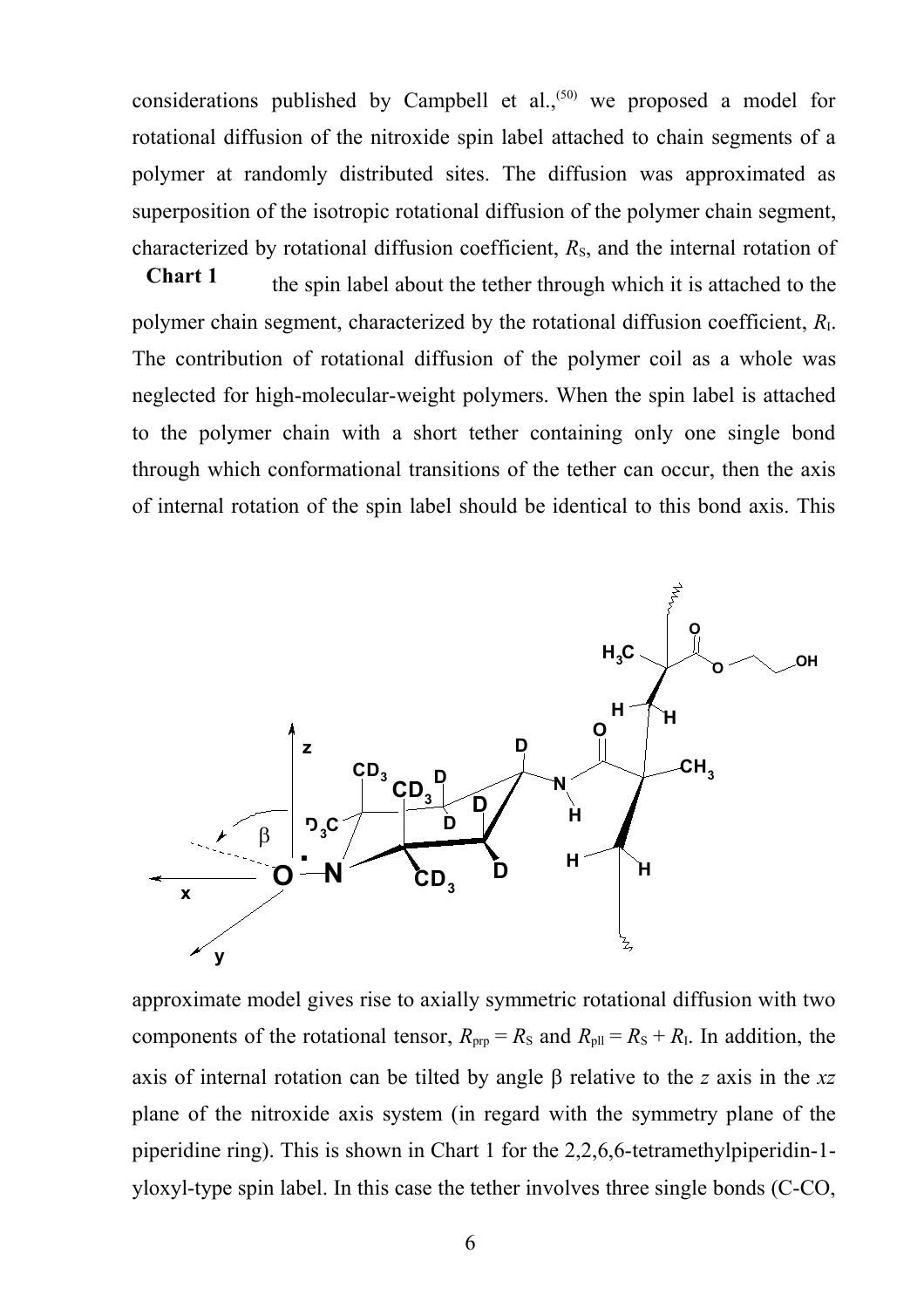considerations published by Campbell et al.,[50] we proposed a model for rotational diffusion of the nitroxide spin label attached to chain segments of a polymer at randomly distributed sites. The diffusion was approximated as superposition of the isotropic rotational diffusion of the polymer chain segment, characterized by rotational diffusion coefficient, $R_S$, and the internal rotation of the spin label about the tether through which it is attached to the polymer chain segment, characterized by the rotational diffusion coefficient, $R_I$. The contribution of rotational diffusion of the polymer coil as a whole was neglected for high-molecular-weight polymers. When the spin label is attached to the polymer chain with a short tether containing only one single bond through which conformational transitions of the tether can occur, then the axis of internal rotation of the spin label should be identical to this bond axis. This approximate model gives rise to axially symmetric rotational diffusion with two components of the rotational tensor, $R_{prp} = R_S$ and $R_{pll} = R_S + R_I$. In addition, the axis of internal rotation can be tilted by angle β relative to the *z* axis in the *xz* plane of the nitroxide axis system (in regard with the symmetry plane of the piperidine ring). This is shown in Chart 1 for the 2,2,6,6-tetramethylpiperidin-1-yloxyl-type spin label. In this case the tether involves three single bonds (C-CO,

**Chart 1**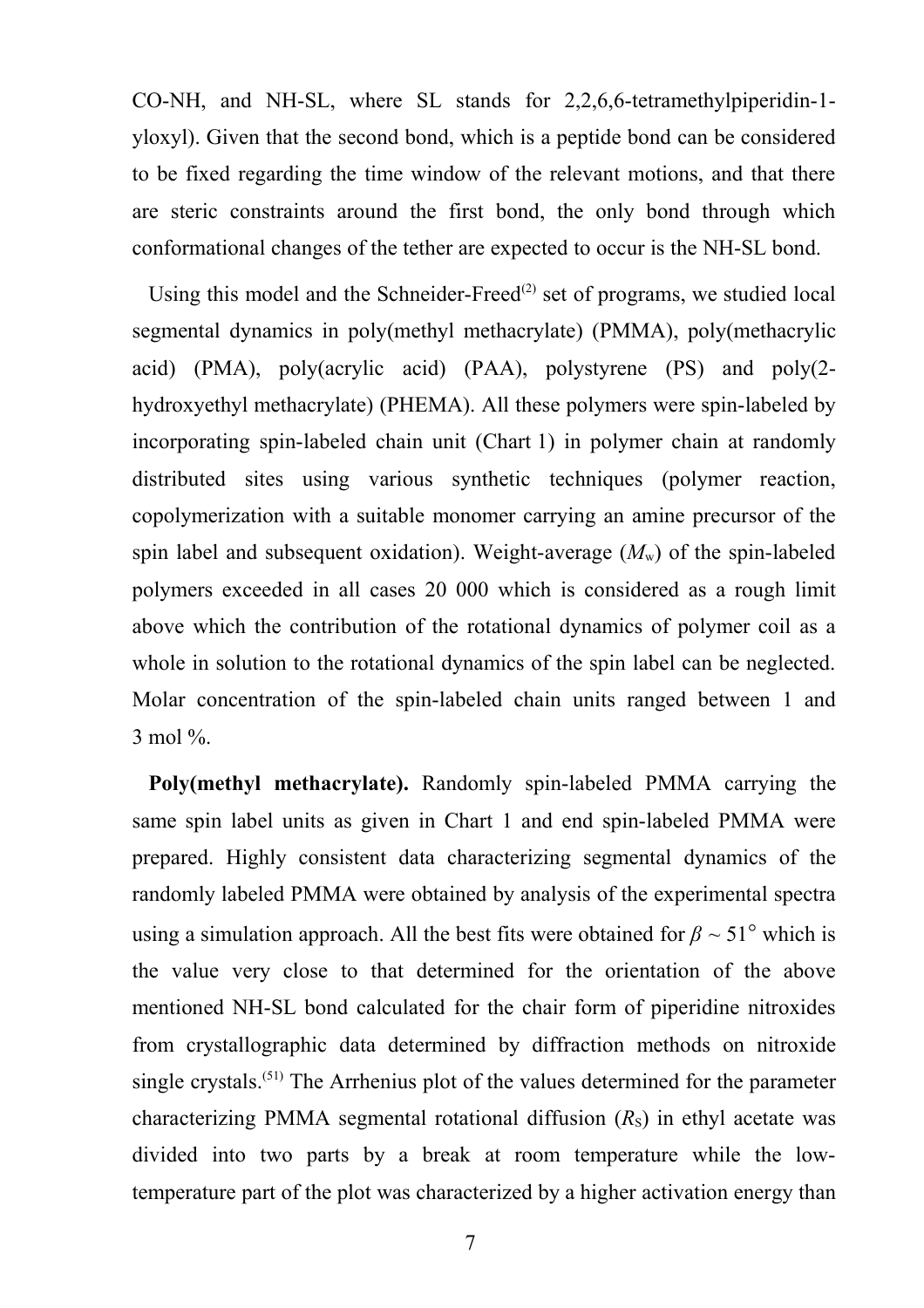CO-NH, and NH-SL, where SL stands for 2,2,6,6-tetramethylpiperidin-1-yloxyl). Given that the second bond, which is a peptide bond can be considered to be fixed regarding the time window of the relevant motions, and that there are steric constraints around the first bond, the only bond through which conformational changes of the tether are expected to occur is the NH-SL bond.

Using this model and the Schneider-Freed[2] set of programs, we studied local segmental dynamics in poly(methyl methacrylate) (PMMA), poly(methacrylic acid) (PMA), poly(acrylic acid) (PAA), polystyrene (PS) and poly(2-hydroxyethyl methacrylate) (PHEMA). All these polymers were spin-labeled by incorporating spin-labeled chain unit (Chart 1) in polymer chain at randomly distributed sites using various synthetic techniques (polymer reaction, copolymerization with a suitable monomer carrying an amine precursor of the spin label and subsequent oxidation). Weight-average ($M_w$) of the spin-labeled polymers exceeded in all cases 20 000 which is considered as a rough limit above which the contribution of the rotational dynamics of polymer coil as a whole in solution to the rotational dynamics of the spin label can be neglected. Molar concentration of the spin-labeled chain units ranged between 1 and 3 mol %.

**Poly(methyl methacrylate).** Randomly spin-labeled PMMA carrying the same spin label units as given in Chart 1 and end spin-labeled PMMA were prepared. Highly consistent data characterizing segmental dynamics of the randomly labeled PMMA were obtained by analysis of the experimental spectra using a simulation approach. All the best fits were obtained for $\beta \sim 51°$ which is the value very close to that determined for the orientation of the above mentioned NH-SL bond calculated for the chair form of piperidine nitroxides from crystallographic data determined by diffraction methods on nitroxide single crystals.[51] The Arrhenius plot of the values determined for the parameter characterizing PMMA segmental rotational diffusion ($R_S$) in ethyl acetate was divided into two parts by a break at room temperature while the low-temperature part of the plot was characterized by a higher activation energy than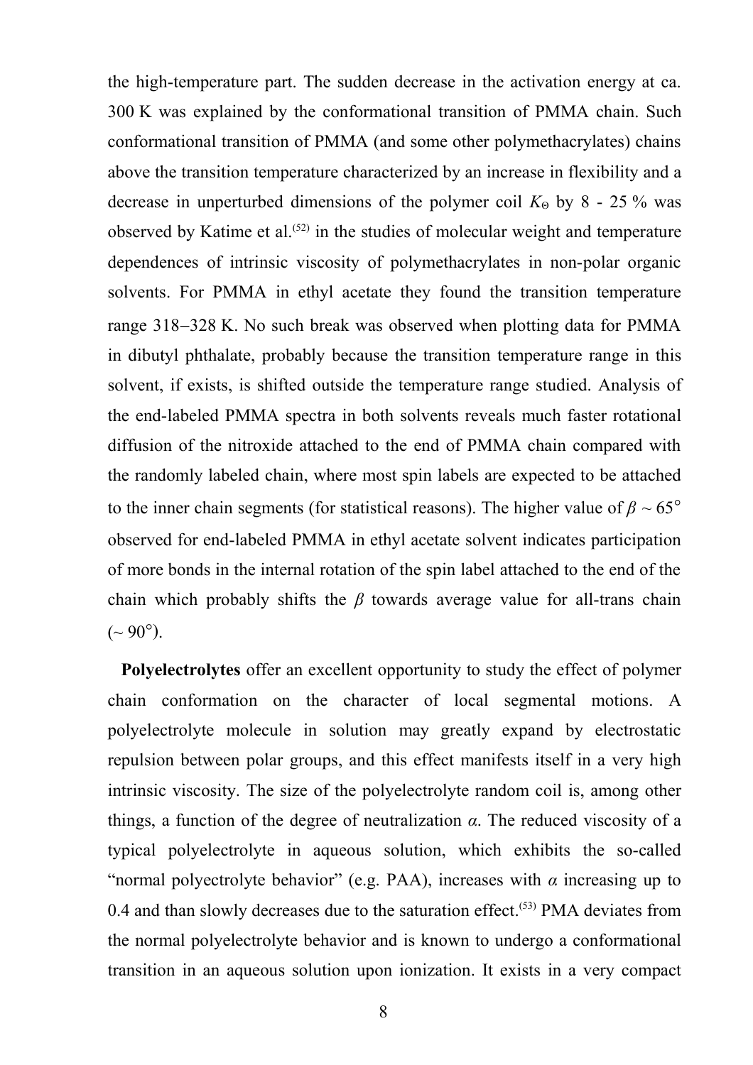the high-temperature part. The sudden decrease in the activation energy at ca. 300 K was explained by the conformational transition of PMMA chain. Such conformational transition of PMMA (and some other polymethacrylates) chains above the transition temperature characterized by an increase in flexibility and a decrease in unperturbed dimensions of the polymer coil $K_{\Theta}$ by 8 - 25 % was observed by Katime et al.[52] in the studies of molecular weight and temperature dependences of intrinsic viscosity of polymethacrylates in non-polar organic solvents. For PMMA in ethyl acetate they found the transition temperature range 318–328 K. No such break was observed when plotting data for PMMA in dibutyl phthalate, probably because the transition temperature range in this solvent, if exists, is shifted outside the temperature range studied. Analysis of the end-labeled PMMA spectra in both solvents reveals much faster rotational diffusion of the nitroxide attached to the end of PMMA chain compared with the randomly labeled chain, where most spin labels are expected to be attached to the inner chain segments (for statistical reasons). The higher value of $\beta \sim 65°$ observed for end-labeled PMMA in ethyl acetate solvent indicates participation of more bonds in the internal rotation of the spin label attached to the end of the chain which probably shifts the $\beta$ towards average value for all-trans chain ($\sim 90°$).

**Polyelectrolytes** offer an excellent opportunity to study the effect of polymer chain conformation on the character of local segmental motions. A polyelectrolyte molecule in solution may greatly expand by electrostatic repulsion between polar groups, and this effect manifests itself in a very high intrinsic viscosity. The size of the polyelectrolyte random coil is, among other things, a function of the degree of neutralization $\alpha$. The reduced viscosity of a typical polyelectrolyte in aqueous solution, which exhibits the so-called "normal polyectrolyte behavior" (e.g. PAA), increases with $\alpha$ increasing up to 0.4 and than slowly decreases due to the saturation effect.[53] PMA deviates from the normal polyelectrolyte behavior and is known to undergo a conformational transition in an aqueous solution upon ionization. It exists in a very compact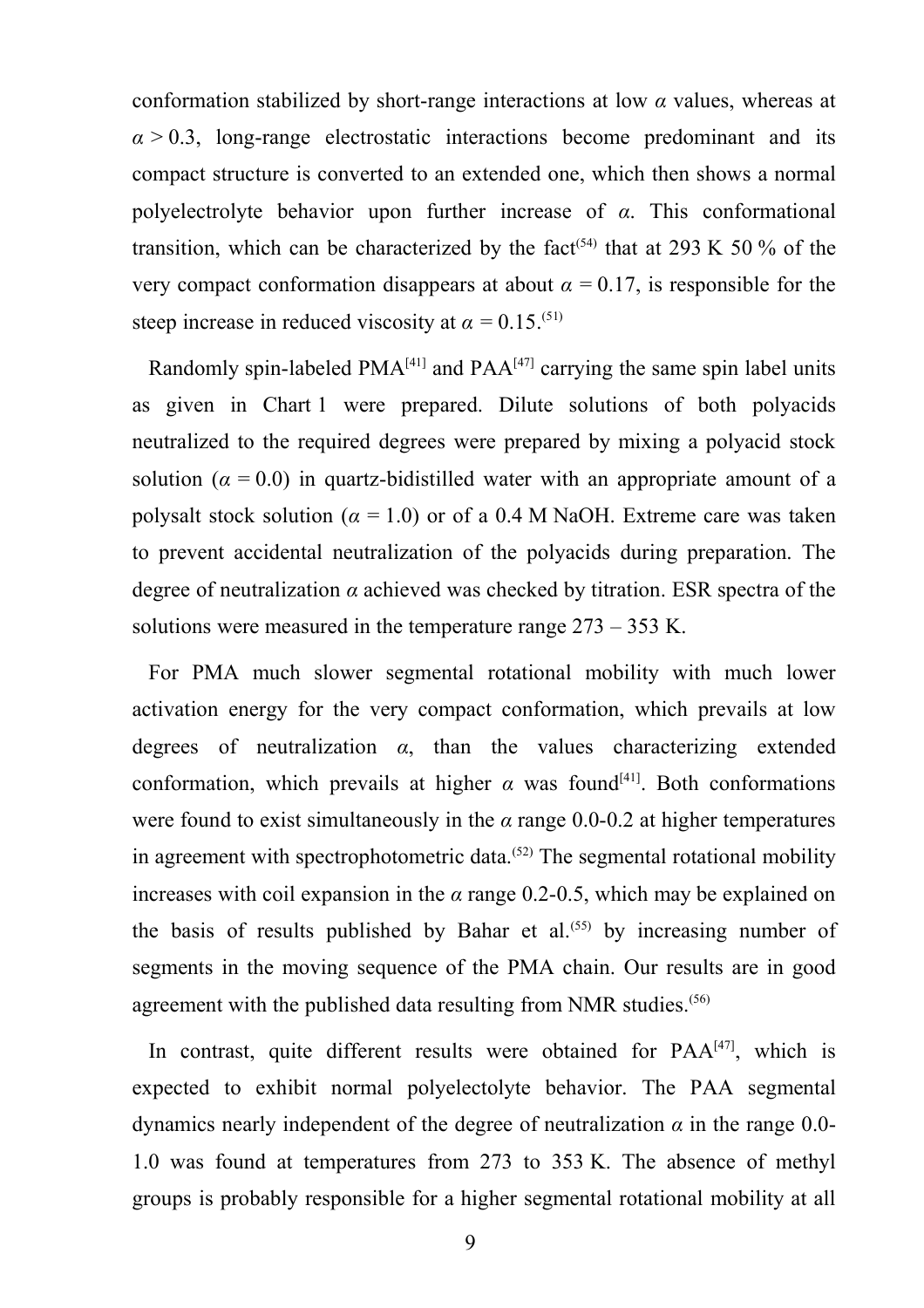conformation stabilized by short-range interactions at low $\alpha$ values, whereas at $\alpha > 0.3$, long-range electrostatic interactions become predominant and its compact structure is converted to an extended one, which then shows a normal polyelectrolyte behavior upon further increase of $\alpha$. This conformational transition, which can be characterized by the fact(54) that at 293 K 50 % of the very compact conformation disappears at about $\alpha = 0.17$, is responsible for the steep increase in reduced viscosity at $\alpha = 0.15$.(51)

Randomly spin-labeled PMA[41] and PAA[47] carrying the same spin label units as given in Chart 1 were prepared. Dilute solutions of both polyacids neutralized to the required degrees were prepared by mixing a polyacid stock solution ($\alpha = 0.0$) in quartz-bidistilled water with an appropriate amount of a polysalt stock solution ($\alpha = 1.0$) or of a 0.4 M NaOH. Extreme care was taken to prevent accidental neutralization of the polyacids during preparation. The degree of neutralization $\alpha$ achieved was checked by titration. ESR spectra of the solutions were measured in the temperature range 273 – 353 K.

For PMA much slower segmental rotational mobility with much lower activation energy for the very compact conformation, which prevails at low degrees of neutralization $\alpha$, than the values characterizing extended conformation, which prevails at higher $\alpha$ was found[41]. Both conformations were found to exist simultaneously in the $\alpha$ range 0.0-0.2 at higher temperatures in agreement with spectrophotometric data.(52) The segmental rotational mobility increases with coil expansion in the $\alpha$ range 0.2-0.5, which may be explained on the basis of results published by Bahar et al.(55) by increasing number of segments in the moving sequence of the PMA chain. Our results are in good agreement with the published data resulting from NMR studies.(56)

In contrast, quite different results were obtained for PAA[47], which is expected to exhibit normal polyelectolyte behavior. The PAA segmental dynamics nearly independent of the degree of neutralization $\alpha$ in the range 0.0-1.0 was found at temperatures from 273 to 353 K. The absence of methyl groups is probably responsible for a higher segmental rotational mobility at all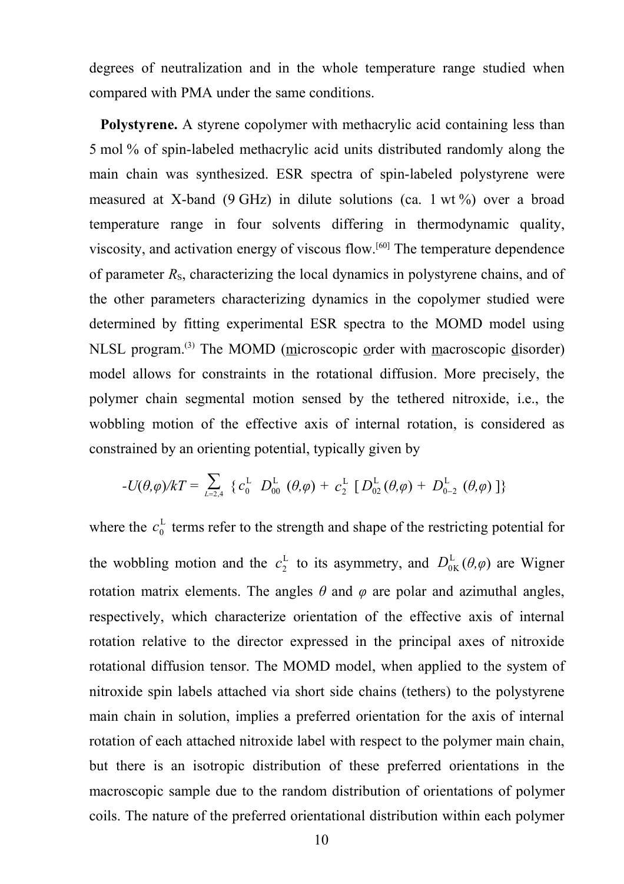degrees of neutralization and in the whole temperature range studied when compared with PMA under the same conditions.

**Polystyrene.** A styrene copolymer with methacrylic acid containing less than 5 mol % of spin-labeled methacrylic acid units distributed randomly along the main chain was synthesized. ESR spectra of spin-labeled polystyrene were measured at X-band (9 GHz) in dilute solutions (ca. 1 wt %) over a broad temperature range in four solvents differing in thermodynamic quality, viscosity, and activation energy of viscous flow.[60] The temperature dependence of parameter $R_S$, characterizing the local dynamics in polystyrene chains, and of the other parameters characterizing dynamics in the copolymer studied were determined by fitting experimental ESR spectra to the MOMD model using NLSL program.(3) The MOMD (microscopic order with macroscopic disorder) model allows for constraints in the rotational diffusion. More precisely, the polymer chain segmental motion sensed by the tethered nitroxide, i.e., the wobbling motion of the effective axis of internal rotation, is considered as constrained by an orienting potential, typically given by

$$-U(\theta,\varphi)/kT = \sum_{L=2,4} \{ c_0^{\mathrm{L}} \; D_{00}^{\mathrm{L}} \; (\theta,\varphi) + c_2^{\mathrm{L}} \; [ D_{02}^{\mathrm{L}} (\theta,\varphi) + D_{0-2}^{\mathrm{L}} \; (\theta,\varphi) ] \}$$

where the $c_0^{\mathrm{L}}$ terms refer to the strength and shape of the restricting potential for the wobbling motion and the $c_2^{\mathrm{L}}$ to its asymmetry, and $D_{0\mathrm{K}}^{\mathrm{L}} (\theta,\varphi)$ are Wigner rotation matrix elements. The angles $\theta$ and $\varphi$ are polar and azimuthal angles, respectively, which characterize orientation of the effective axis of internal rotation relative to the director expressed in the principal axes of nitroxide rotational diffusion tensor. The MOMD model, when applied to the system of nitroxide spin labels attached via short side chains (tethers) to the polystyrene main chain in solution, implies a preferred orientation for the axis of internal rotation of each attached nitroxide label with respect to the polymer main chain, but there is an isotropic distribution of these preferred orientations in the macroscopic sample due to the random distribution of orientations of polymer coils. The nature of the preferred orientational distribution within each polymer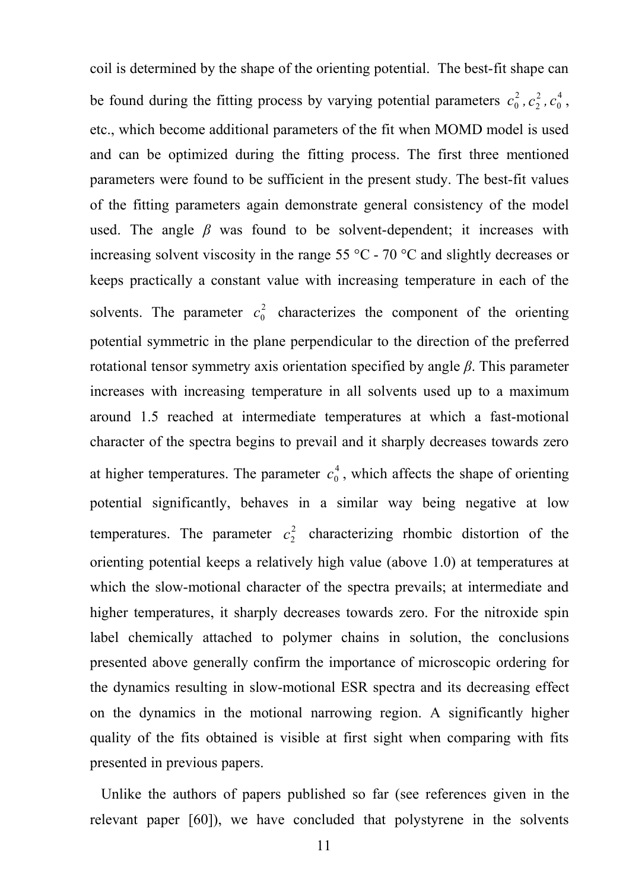coil is determined by the shape of the orienting potential. The best-fit shape can be found during the fitting process by varying potential parameters $c_0^2$, $c_2^2$, $c_0^4$, etc., which become additional parameters of the fit when MOMD model is used and can be optimized during the fitting process. The first three mentioned parameters were found to be sufficient in the present study. The best-fit values of the fitting parameters again demonstrate general consistency of the model used. The angle $\beta$ was found to be solvent-dependent; it increases with increasing solvent viscosity in the range 55 °C - 70 °C and slightly decreases or keeps practically a constant value with increasing temperature in each of the solvents. The parameter $c_0^2$ characterizes the component of the orienting potential symmetric in the plane perpendicular to the direction of the preferred rotational tensor symmetry axis orientation specified by angle $\beta$. This parameter increases with increasing temperature in all solvents used up to a maximum around 1.5 reached at intermediate temperatures at which a fast-motional character of the spectra begins to prevail and it sharply decreases towards zero at higher temperatures. The parameter $c_0^4$, which affects the shape of orienting potential significantly, behaves in a similar way being negative at low temperatures. The parameter $c_2^2$ characterizing rhombic distortion of the orienting potential keeps a relatively high value (above 1.0) at temperatures at which the slow-motional character of the spectra prevails; at intermediate and higher temperatures, it sharply decreases towards zero. For the nitroxide spin label chemically attached to polymer chains in solution, the conclusions presented above generally confirm the importance of microscopic ordering for the dynamics resulting in slow-motional ESR spectra and its decreasing effect on the dynamics in the motional narrowing region. A significantly higher quality of the fits obtained is visible at first sight when comparing with fits presented in previous papers.

Unlike the authors of papers published so far (see references given in the relevant paper [60]), we have concluded that polystyrene in the solvents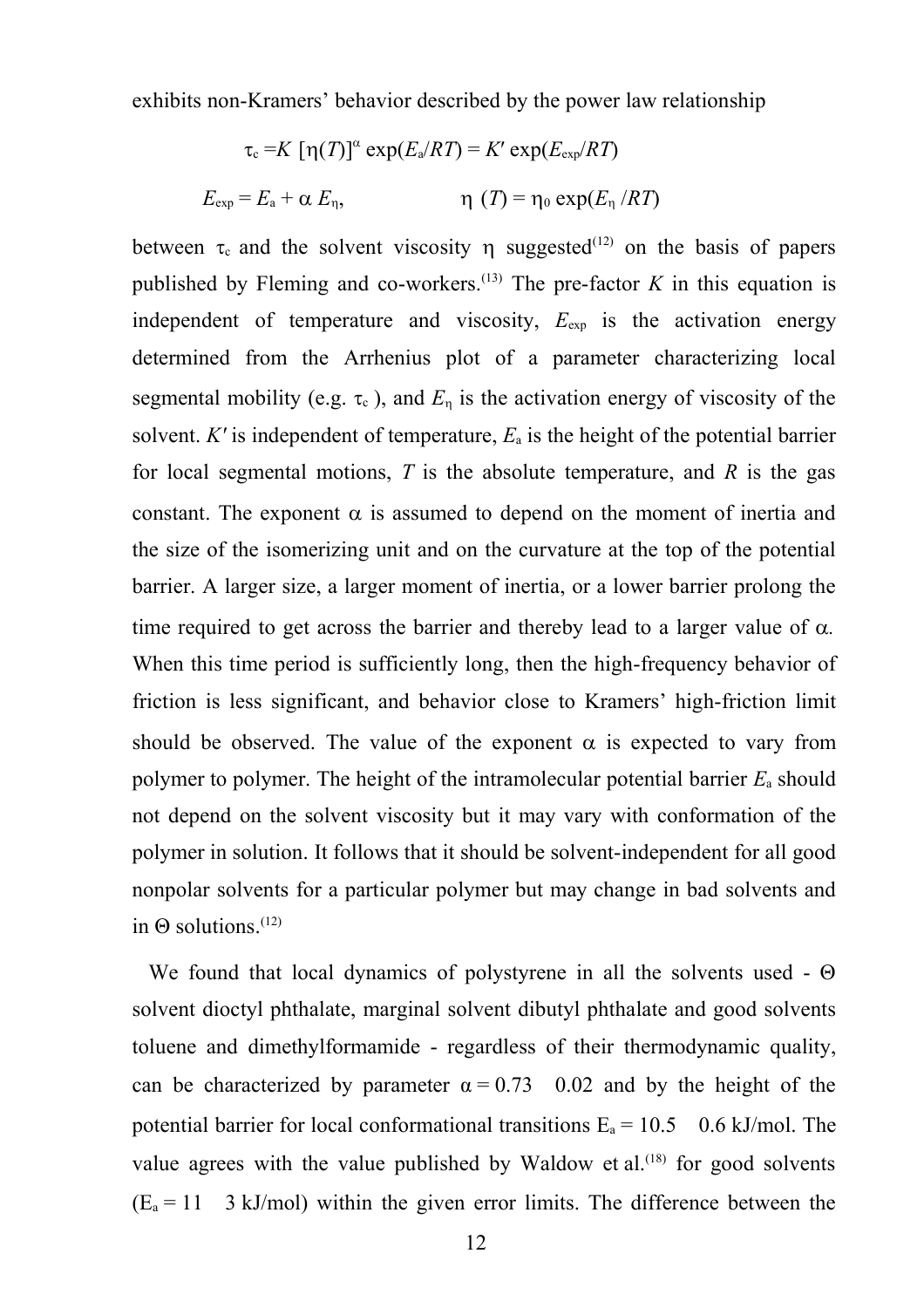exhibits non-Kramers' behavior described by the power law relationship

$$\tau_c = K\,[\eta(T)]^{\alpha}\exp(E_a/RT) = K'\exp(E_{exp}/RT)$$

$$E_{exp} = E_a + \alpha\,E_\eta, \qquad \eta\,(T) = \eta_0\exp(E_\eta\,/RT)$$

between $\tau_c$ and the solvent viscosity $\eta$ suggested[12] on the basis of papers published by Fleming and co-workers.[13] The pre-factor $K$ in this equation is independent of temperature and viscosity, $E_{exp}$ is the activation energy determined from the Arrhenius plot of a parameter characterizing local segmental mobility (e.g. $\tau_c$ ), and $E_\eta$ is the activation energy of viscosity of the solvent. $K'$ is independent of temperature, $E_a$ is the height of the potential barrier for local segmental motions, $T$ is the absolute temperature, and $R$ is the gas constant. The exponent $\alpha$ is assumed to depend on the moment of inertia and the size of the isomerizing unit and on the curvature at the top of the potential barrier. A larger size, a larger moment of inertia, or a lower barrier prolong the time required to get across the barrier and thereby lead to a larger value of $\alpha$. When this time period is sufficiently long, then the high-frequency behavior of friction is less significant, and behavior close to Kramers' high-friction limit should be observed. The value of the exponent $\alpha$ is expected to vary from polymer to polymer. The height of the intramolecular potential barrier $E_a$ should not depend on the solvent viscosity but it may vary with conformation of the polymer in solution. It follows that it should be solvent-independent for all good nonpolar solvents for a particular polymer but may change in bad solvents and in $\Theta$ solutions.[12]

We found that local dynamics of polystyrene in all the solvents used - $\Theta$ solvent dioctyl phthalate, marginal solvent dibutyl phthalate and good solvents toluene and dimethylformamide - regardless of their thermodynamic quality, can be characterized by parameter $\alpha = 0.73 \pm 0.02$ and by the height of the potential barrier for local conformational transitions $E_a = 10.5 \pm 0.6$ kJ/mol. The value agrees with the value published by Waldow et al.[18] for good solvents ($E_a = 11 \pm 3$ kJ/mol) within the given error limits. The difference between the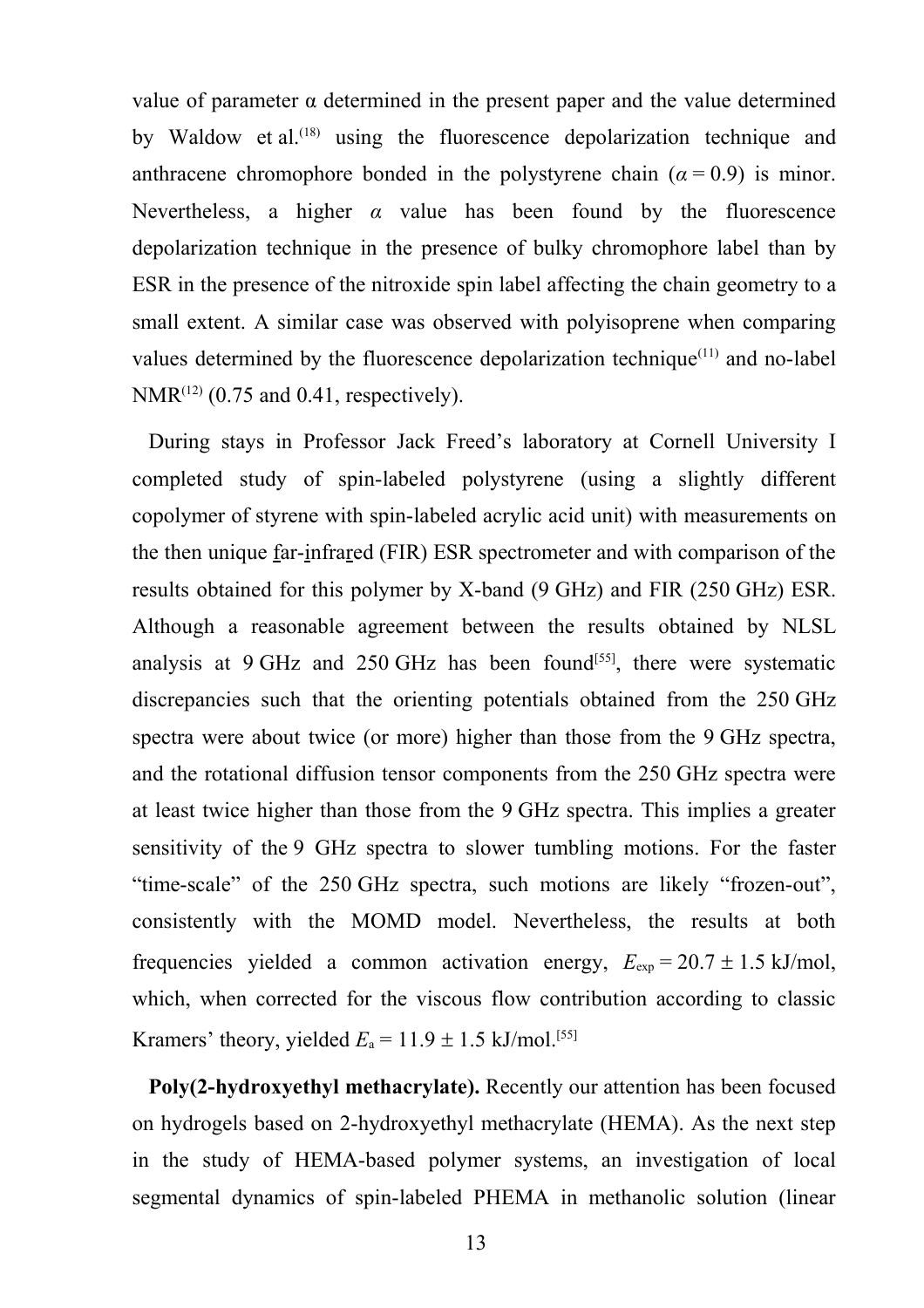value of parameter α determined in the present paper and the value determined by Waldow et al.(18) using the fluorescence depolarization technique and anthracene chromophore bonded in the polystyrene chain ($\alpha = 0.9$) is minor. Nevertheless, a higher $\alpha$ value has been found by the fluorescence depolarization technique in the presence of bulky chromophore label than by ESR in the presence of the nitroxide spin label affecting the chain geometry to a small extent. A similar case was observed with polyisoprene when comparing values determined by the fluorescence depolarization technique(11) and no-label NMR(12) (0.75 and 0.41, respectively).

During stays in Professor Jack Freed's laboratory at Cornell University I completed study of spin-labeled polystyrene (using a slightly different copolymer of styrene with spin-labeled acrylic acid unit) with measurements on the then unique far-infrared (FIR) ESR spectrometer and with comparison of the results obtained for this polymer by X-band (9 GHz) and FIR (250 GHz) ESR. Although a reasonable agreement between the results obtained by NLSL analysis at 9 GHz and 250 GHz has been found[55], there were systematic discrepancies such that the orienting potentials obtained from the 250 GHz spectra were about twice (or more) higher than those from the 9 GHz spectra, and the rotational diffusion tensor components from the 250 GHz spectra were at least twice higher than those from the 9 GHz spectra. This implies a greater sensitivity of the 9 GHz spectra to slower tumbling motions. For the faster "time-scale" of the 250 GHz spectra, such motions are likely "frozen-out", consistently with the MOMD model. Nevertheless, the results at both frequencies yielded a common activation energy, $E_{\mathrm{exp}} = 20.7 \pm 1.5$ kJ/mol, which, when corrected for the viscous flow contribution according to classic Kramers' theory, yielded $E_{\mathrm{a}} = 11.9 \pm 1.5$ kJ/mol.[55]

**Poly(2-hydroxyethyl methacrylate).** Recently our attention has been focused on hydrogels based on 2-hydroxyethyl methacrylate (HEMA). As the next step in the study of HEMA-based polymer systems, an investigation of local segmental dynamics of spin-labeled PHEMA in methanolic solution (linear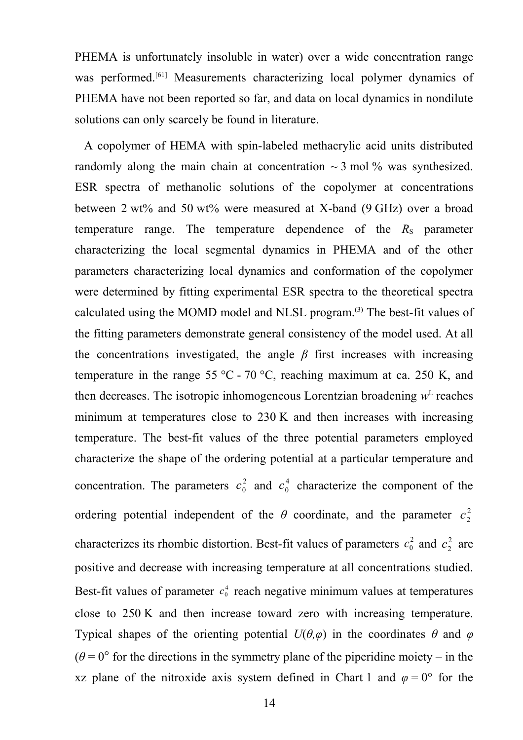PHEMA is unfortunately insoluble in water) over a wide concentration range was performed.[61] Measurements characterizing local polymer dynamics of PHEMA have not been reported so far, and data on local dynamics in nondilute solutions can only scarcely be found in literature.

A copolymer of HEMA with spin-labeled methacrylic acid units distributed randomly along the main chain at concentration ~ 3 mol % was synthesized. ESR spectra of methanolic solutions of the copolymer at concentrations between 2 wt% and 50 wt% were measured at X-band (9 GHz) over a broad temperature range. The temperature dependence of the $R_S$ parameter characterizing the local segmental dynamics in PHEMA and of the other parameters characterizing local dynamics and conformation of the copolymer were determined by fitting experimental ESR spectra to the theoretical spectra calculated using the MOMD model and NLSL program.(3) The best-fit values of the fitting parameters demonstrate general consistency of the model used. At all the concentrations investigated, the angle $\beta$ first increases with increasing temperature in the range 55 °C - 70 °C, reaching maximum at ca. 250 K, and then decreases. The isotropic inhomogeneous Lorentzian broadening $w^L$ reaches minimum at temperatures close to 230 K and then increases with increasing temperature. The best-fit values of the three potential parameters employed characterize the shape of the ordering potential at a particular temperature and concentration. The parameters $c_0^2$ and $c_0^4$ characterize the component of the ordering potential independent of the $\theta$ coordinate, and the parameter $c_2^2$ characterizes its rhombic distortion. Best-fit values of parameters $c_0^2$ and $c_2^2$ are positive and decrease with increasing temperature at all concentrations studied. Best-fit values of parameter $c_0^4$ reach negative minimum values at temperatures close to 250 K and then increase toward zero with increasing temperature. Typical shapes of the orienting potential $U(\theta,\varphi)$ in the coordinates $\theta$ and $\varphi$ ($\theta = 0°$ for the directions in the symmetry plane of the piperidine moiety – in the xz plane of the nitroxide axis system defined in Chart 1 and $\varphi = 0°$ for the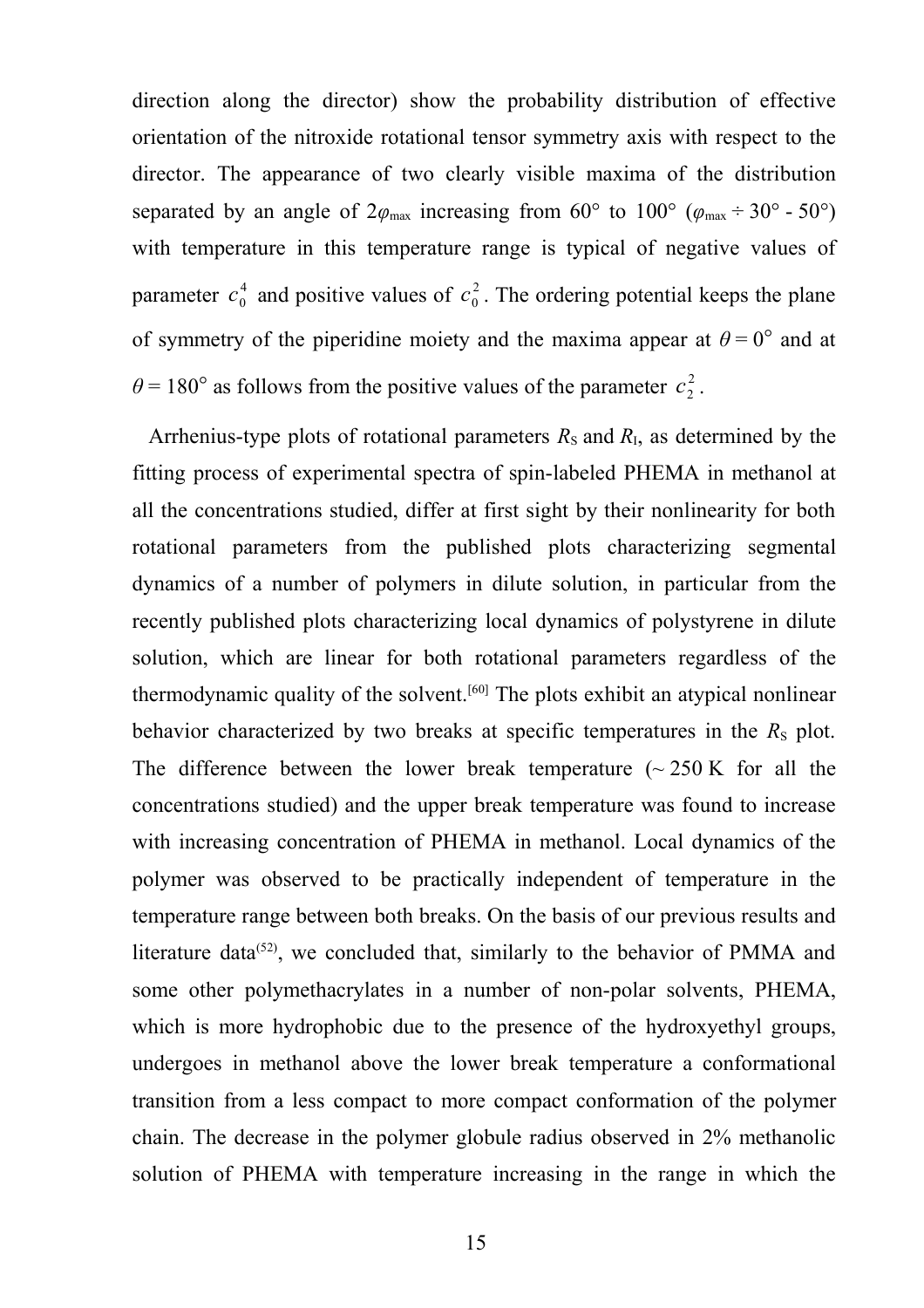direction along the director) show the probability distribution of effective orientation of the nitroxide rotational tensor symmetry axis with respect to the director. The appearance of two clearly visible maxima of the distribution separated by an angle of $2\varphi_{max}$ increasing from 60° to 100° ($\varphi_{max}$ ÷ 30° - 50°) with temperature in this temperature range is typical of negative values of parameter $c_0^4$ and positive values of $c_0^2$. The ordering potential keeps the plane of symmetry of the piperidine moiety and the maxima appear at $\theta = 0°$ and at $\theta = 180°$ as follows from the positive values of the parameter $c_2^2$.

Arrhenius-type plots of rotational parameters $R_S$ and $R_I$, as determined by the fitting process of experimental spectra of spin-labeled PHEMA in methanol at all the concentrations studied, differ at first sight by their nonlinearity for both rotational parameters from the published plots characterizing segmental dynamics of a number of polymers in dilute solution, in particular from the recently published plots characterizing local dynamics of polystyrene in dilute solution, which are linear for both rotational parameters regardless of the thermodynamic quality of the solvent.[60] The plots exhibit an atypical nonlinear behavior characterized by two breaks at specific temperatures in the $R_S$ plot. The difference between the lower break temperature (~ 250 K for all the concentrations studied) and the upper break temperature was found to increase with increasing concentration of PHEMA in methanol. Local dynamics of the polymer was observed to be practically independent of temperature in the temperature range between both breaks. On the basis of our previous results and literature data(52), we concluded that, similarly to the behavior of PMMA and some other polymethacrylates in a number of non-polar solvents, PHEMA, which is more hydrophobic due to the presence of the hydroxyethyl groups, undergoes in methanol above the lower break temperature a conformational transition from a less compact to more compact conformation of the polymer chain. The decrease in the polymer globule radius observed in 2% methanolic solution of PHEMA with temperature increasing in the range in which the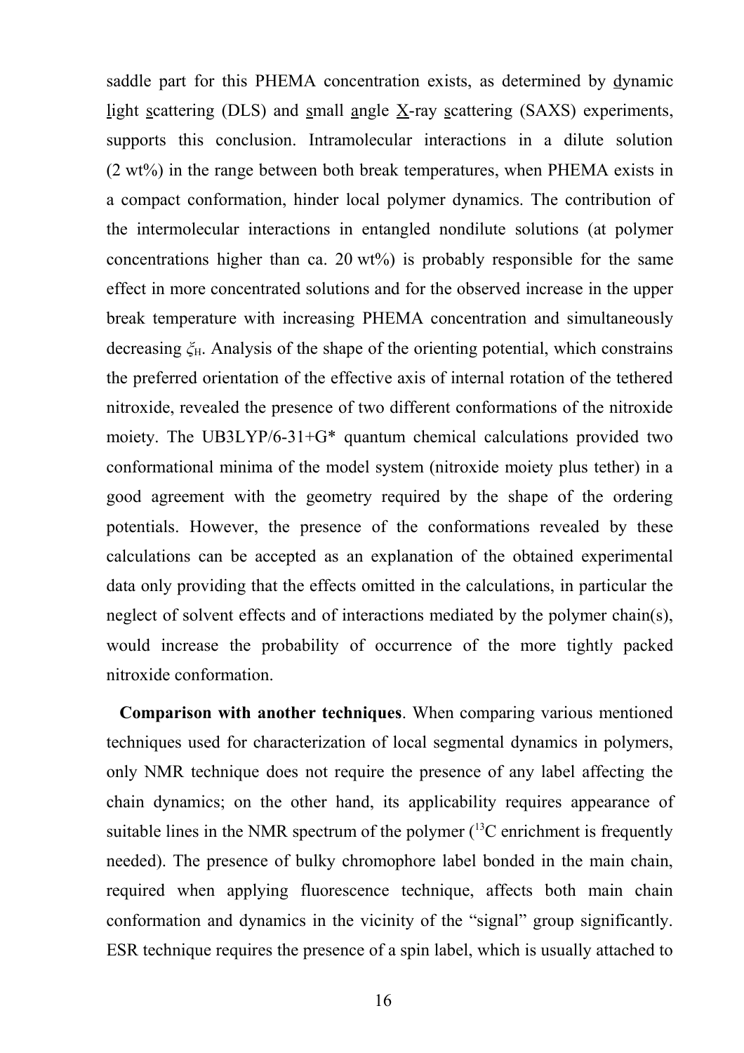saddle part for this PHEMA concentration exists, as determined by dynamic light scattering (DLS) and small angle X-ray scattering (SAXS) experiments, supports this conclusion. Intramolecular interactions in a dilute solution (2 wt%) in the range between both break temperatures, when PHEMA exists in a compact conformation, hinder local polymer dynamics. The contribution of the intermolecular interactions in entangled nondilute solutions (at polymer concentrations higher than ca. 20 wt%) is probably responsible for the same effect in more concentrated solutions and for the observed increase in the upper break temperature with increasing PHEMA concentration and simultaneously decreasing $\xi_H$. Analysis of the shape of the orienting potential, which constrains the preferred orientation of the effective axis of internal rotation of the tethered nitroxide, revealed the presence of two different conformations of the nitroxide moiety. The UB3LYP/6-31+G* quantum chemical calculations provided two conformational minima of the model system (nitroxide moiety plus tether) in a good agreement with the geometry required by the shape of the ordering potentials. However, the presence of the conformations revealed by these calculations can be accepted as an explanation of the obtained experimental data only providing that the effects omitted in the calculations, in particular the neglect of solvent effects and of interactions mediated by the polymer chain(s), would increase the probability of occurrence of the more tightly packed nitroxide conformation.

**Comparison with another techniques**. When comparing various mentioned techniques used for characterization of local segmental dynamics in polymers, only NMR technique does not require the presence of any label affecting the chain dynamics; on the other hand, its applicability requires appearance of suitable lines in the NMR spectrum of the polymer ($^{13}C$ enrichment is frequently needed). The presence of bulky chromophore label bonded in the main chain, required when applying fluorescence technique, affects both main chain conformation and dynamics in the vicinity of the "signal" group significantly. ESR technique requires the presence of a spin label, which is usually attached to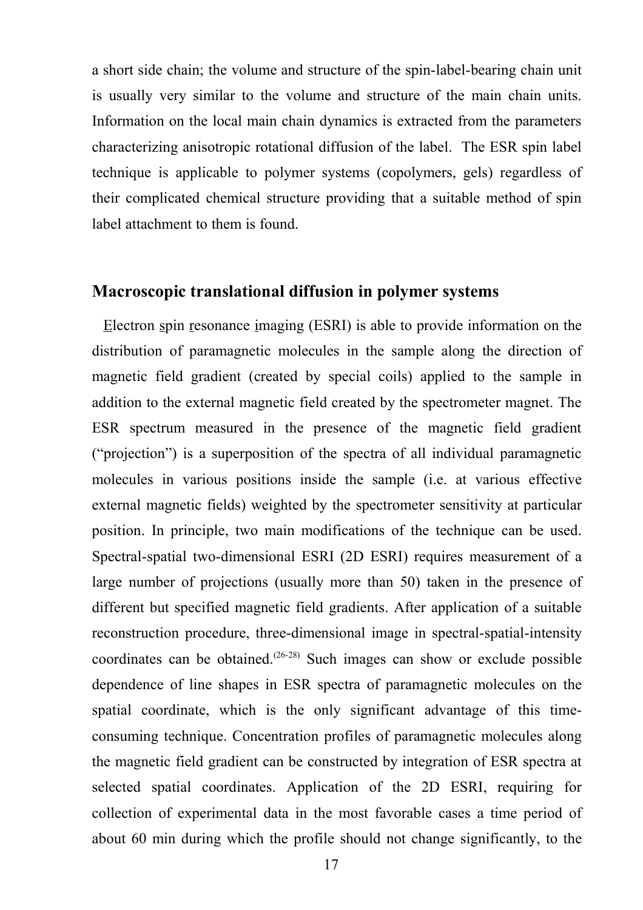a short side chain; the volume and structure of the spin-label-bearing chain unit is usually very similar to the volume and structure of the main chain units. Information on the local main chain dynamics is extracted from the parameters characterizing anisotropic rotational diffusion of the label. The ESR spin label technique is applicable to polymer systems (copolymers, gels) regardless of their complicated chemical structure providing that a suitable method of spin label attachment to them is found.

## Macroscopic translational diffusion in polymer systems

Electron spin resonance imaging (ESRI) is able to provide information on the distribution of paramagnetic molecules in the sample along the direction of magnetic field gradient (created by special coils) applied to the sample in addition to the external magnetic field created by the spectrometer magnet. The ESR spectrum measured in the presence of the magnetic field gradient ("projection") is a superposition of the spectra of all individual paramagnetic molecules in various positions inside the sample (i.e. at various effective external magnetic fields) weighted by the spectrometer sensitivity at particular position. In principle, two main modifications of the technique can be used. Spectral-spatial two-dimensional ESRI (2D ESRI) requires measurement of a large number of projections (usually more than 50) taken in the presence of different but specified magnetic field gradients. After application of a suitable reconstruction procedure, three-dimensional image in spectral-spatial-intensity coordinates can be obtained.[26-28] Such images can show or exclude possible dependence of line shapes in ESR spectra of paramagnetic molecules on the spatial coordinate, which is the only significant advantage of this time-consuming technique. Concentration profiles of paramagnetic molecules along the magnetic field gradient can be constructed by integration of ESR spectra at selected spatial coordinates. Application of the 2D ESRI, requiring for collection of experimental data in the most favorable cases a time period of about 60 min during which the profile should not change significantly, to the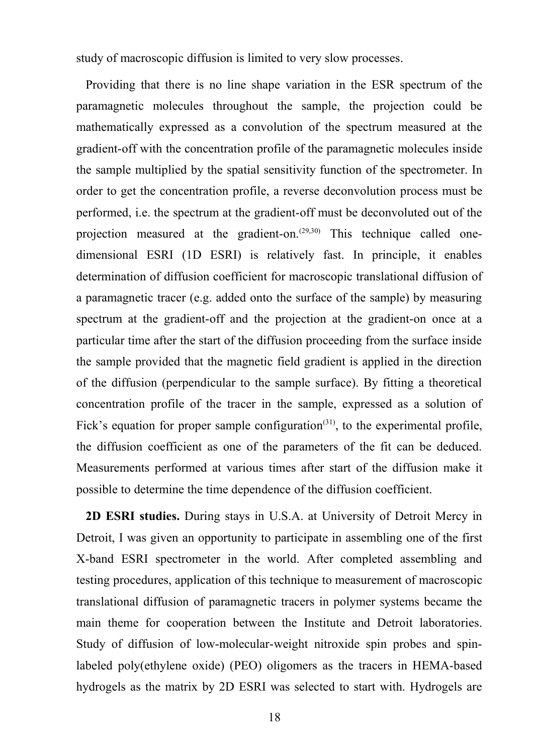study of macroscopic diffusion is limited to very slow processes.

Providing that there is no line shape variation in the ESR spectrum of the paramagnetic molecules throughout the sample, the projection could be mathematically expressed as a convolution of the spectrum measured at the gradient-off with the concentration profile of the paramagnetic molecules inside the sample multiplied by the spatial sensitivity function of the spectrometer. In order to get the concentration profile, a reverse deconvolution process must be performed, i.e. the spectrum at the gradient-off must be deconvoluted out of the projection measured at the gradient-on.[29,30] This technique called one-dimensional ESRI (1D ESRI) is relatively fast. In principle, it enables determination of diffusion coefficient for macroscopic translational diffusion of a paramagnetic tracer (e.g. added onto the surface of the sample) by measuring spectrum at the gradient-off and the projection at the gradient-on once at a particular time after the start of the diffusion proceeding from the surface inside the sample provided that the magnetic field gradient is applied in the direction of the diffusion (perpendicular to the sample surface). By fitting a theoretical concentration profile of the tracer in the sample, expressed as a solution of Fick's equation for proper sample configuration[31], to the experimental profile, the diffusion coefficient as one of the parameters of the fit can be deduced. Measurements performed at various times after start of the diffusion make it possible to determine the time dependence of the diffusion coefficient.

**2D ESRI studies.** During stays in U.S.A. at University of Detroit Mercy in Detroit, I was given an opportunity to participate in assembling one of the first X-band ESRI spectrometer in the world. After completed assembling and testing procedures, application of this technique to measurement of macroscopic translational diffusion of paramagnetic tracers in polymer systems became the main theme for cooperation between the Institute and Detroit laboratories. Study of diffusion of low-molecular-weight nitroxide spin probes and spin-labeled poly(ethylene oxide) (PEO) oligomers as the tracers in HEMA-based hydrogels as the matrix by 2D ESRI was selected to start with. Hydrogels are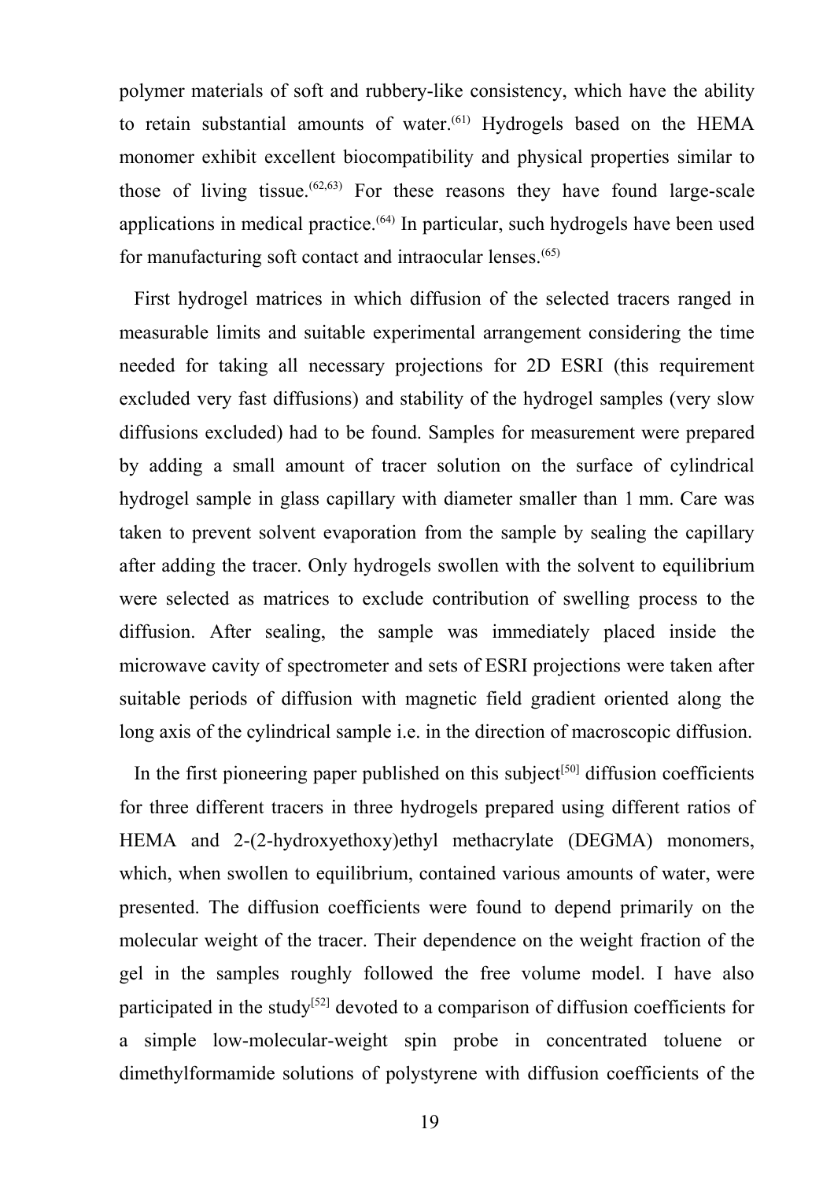polymer materials of soft and rubbery-like consistency, which have the ability to retain substantial amounts of water.[61] Hydrogels based on the HEMA monomer exhibit excellent biocompatibility and physical properties similar to those of living tissue.[62,63] For these reasons they have found large-scale applications in medical practice.[64] In particular, such hydrogels have been used for manufacturing soft contact and intraocular lenses.[65]

First hydrogel matrices in which diffusion of the selected tracers ranged in measurable limits and suitable experimental arrangement considering the time needed for taking all necessary projections for 2D ESRI (this requirement excluded very fast diffusions) and stability of the hydrogel samples (very slow diffusions excluded) had to be found. Samples for measurement were prepared by adding a small amount of tracer solution on the surface of cylindrical hydrogel sample in glass capillary with diameter smaller than 1 mm. Care was taken to prevent solvent evaporation from the sample by sealing the capillary after adding the tracer. Only hydrogels swollen with the solvent to equilibrium were selected as matrices to exclude contribution of swelling process to the diffusion. After sealing, the sample was immediately placed inside the microwave cavity of spectrometer and sets of ESRI projections were taken after suitable periods of diffusion with magnetic field gradient oriented along the long axis of the cylindrical sample i.e. in the direction of macroscopic diffusion.

In the first pioneering paper published on this subject[50] diffusion coefficients for three different tracers in three hydrogels prepared using different ratios of HEMA and 2-(2-hydroxyethoxy)ethyl methacrylate (DEGMA) monomers, which, when swollen to equilibrium, contained various amounts of water, were presented. The diffusion coefficients were found to depend primarily on the molecular weight of the tracer. Their dependence on the weight fraction of the gel in the samples roughly followed the free volume model. I have also participated in the study[52] devoted to a comparison of diffusion coefficients for a simple low-molecular-weight spin probe in concentrated toluene or dimethylformamide solutions of polystyrene with diffusion coefficients of the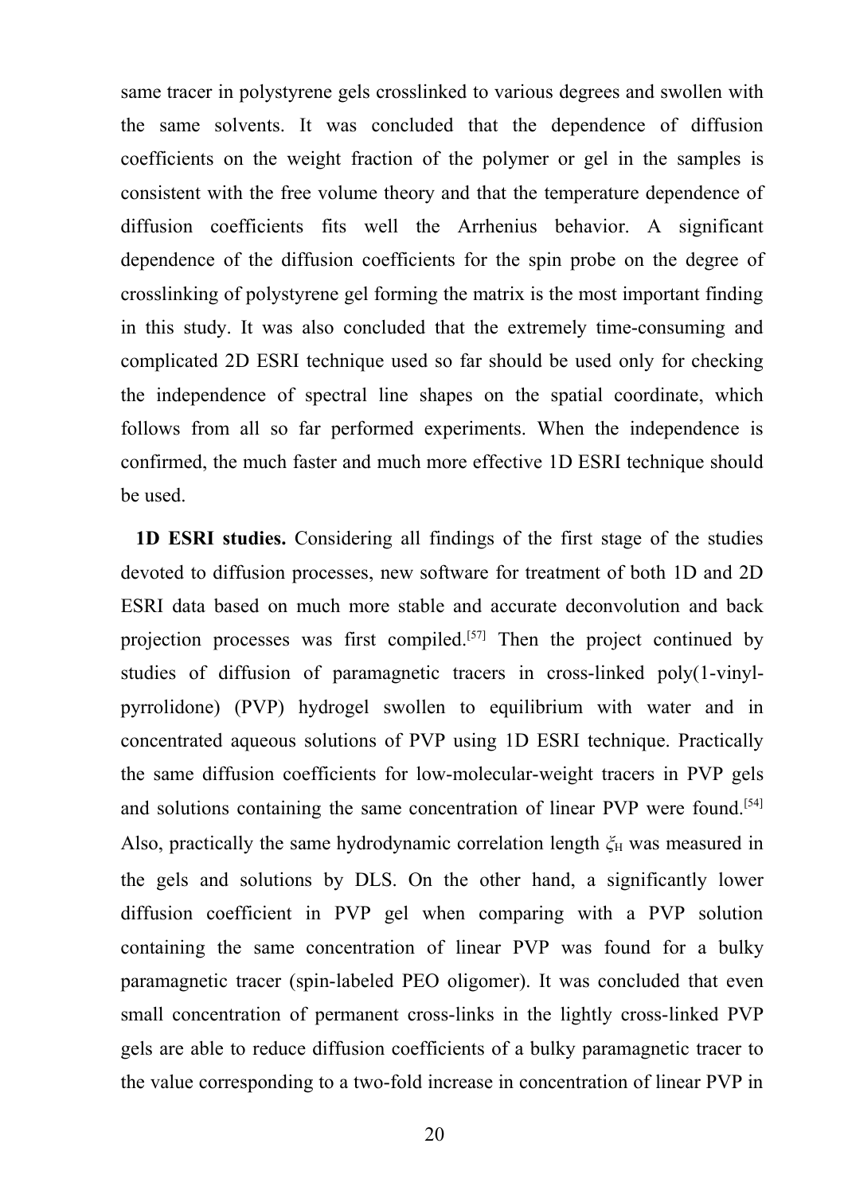same tracer in polystyrene gels crosslinked to various degrees and swollen with the same solvents. It was concluded that the dependence of diffusion coefficients on the weight fraction of the polymer or gel in the samples is consistent with the free volume theory and that the temperature dependence of diffusion coefficients fits well the Arrhenius behavior. A significant dependence of the diffusion coefficients for the spin probe on the degree of crosslinking of polystyrene gel forming the matrix is the most important finding in this study. It was also concluded that the extremely time-consuming and complicated 2D ESRI technique used so far should be used only for checking the independence of spectral line shapes on the spatial coordinate, which follows from all so far performed experiments. When the independence is confirmed, the much faster and much more effective 1D ESRI technique should be used.

**1D ESRI studies.** Considering all findings of the first stage of the studies devoted to diffusion processes, new software for treatment of both 1D and 2D ESRI data based on much more stable and accurate deconvolution and back projection processes was first compiled.[57] Then the project continued by studies of diffusion of paramagnetic tracers in cross-linked poly(1-vinyl-pyrrolidone) (PVP) hydrogel swollen to equilibrium with water and in concentrated aqueous solutions of PVP using 1D ESRI technique. Practically the same diffusion coefficients for low-molecular-weight tracers in PVP gels and solutions containing the same concentration of linear PVP were found.[54] Also, practically the same hydrodynamic correlation length $\xi_H$ was measured in the gels and solutions by DLS. On the other hand, a significantly lower diffusion coefficient in PVP gel when comparing with a PVP solution containing the same concentration of linear PVP was found for a bulky paramagnetic tracer (spin-labeled PEO oligomer). It was concluded that even small concentration of permanent cross-links in the lightly cross-linked PVP gels are able to reduce diffusion coefficients of a bulky paramagnetic tracer to the value corresponding to a two-fold increase in concentration of linear PVP in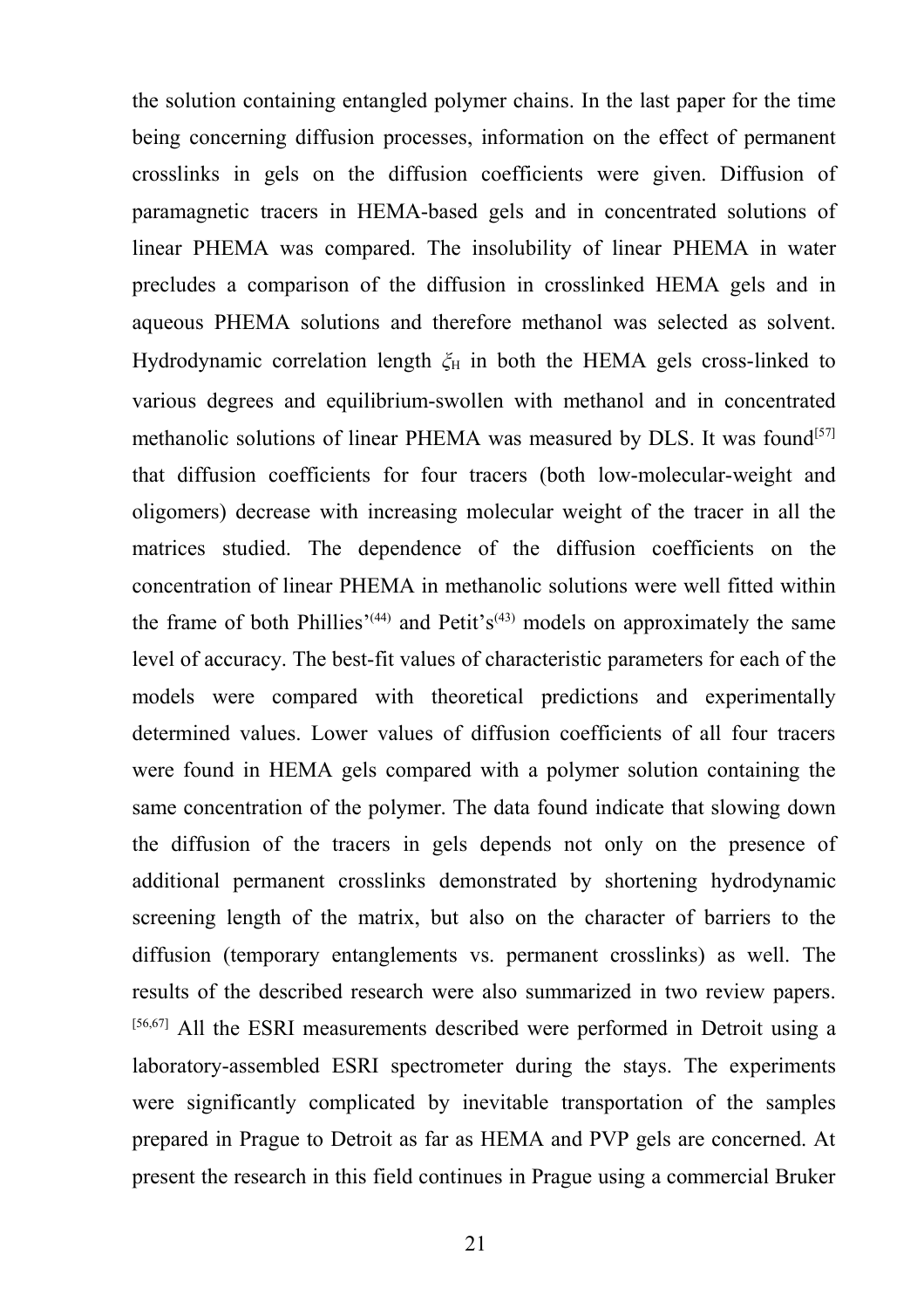the solution containing entangled polymer chains. In the last paper for the time being concerning diffusion processes, information on the effect of permanent crosslinks in gels on the diffusion coefficients were given. Diffusion of paramagnetic tracers in HEMA-based gels and in concentrated solutions of linear PHEMA was compared. The insolubility of linear PHEMA in water precludes a comparison of the diffusion in crosslinked HEMA gels and in aqueous PHEMA solutions and therefore methanol was selected as solvent. Hydrodynamic correlation length $\xi_H$ in both the HEMA gels cross-linked to various degrees and equilibrium-swollen with methanol and in concentrated methanolic solutions of linear PHEMA was measured by DLS. It was found[57] that diffusion coefficients for four tracers (both low-molecular-weight and oligomers) decrease with increasing molecular weight of the tracer in all the matrices studied. The dependence of the diffusion coefficients on the concentration of linear PHEMA in methanolic solutions were well fitted within the frame of both Phillies'(44) and Petit's(43) models on approximately the same level of accuracy. The best-fit values of characteristic parameters for each of the models were compared with theoretical predictions and experimentally determined values. Lower values of diffusion coefficients of all four tracers were found in HEMA gels compared with a polymer solution containing the same concentration of the polymer. The data found indicate that slowing down the diffusion of the tracers in gels depends not only on the presence of additional permanent crosslinks demonstrated by shortening hydrodynamic screening length of the matrix, but also on the character of barriers to the diffusion (temporary entanglements vs. permanent crosslinks) as well. The results of the described research were also summarized in two review papers.[56,67] All the ESRI measurements described were performed in Detroit using a laboratory-assembled ESRI spectrometer during the stays. The experiments were significantly complicated by inevitable transportation of the samples prepared in Prague to Detroit as far as HEMA and PVP gels are concerned. At present the research in this field continues in Prague using a commercial Bruker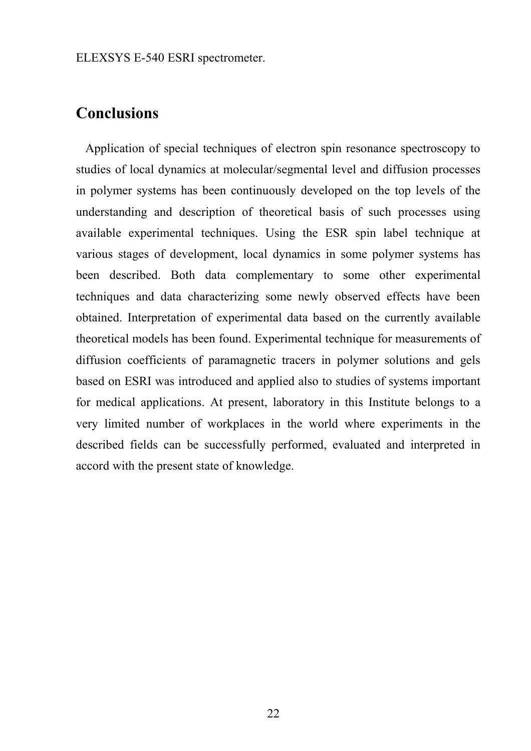ELEXSYS E-540 ESRI spectrometer.

## Conclusions

Application of special techniques of electron spin resonance spectroscopy to studies of local dynamics at molecular/segmental level and diffusion processes in polymer systems has been continuously developed on the top levels of the understanding and description of theoretical basis of such processes using available experimental techniques. Using the ESR spin label technique at various stages of development, local dynamics in some polymer systems has been described. Both data complementary to some other experimental techniques and data characterizing some newly observed effects have been obtained. Interpretation of experimental data based on the currently available theoretical models has been found. Experimental technique for measurements of diffusion coefficients of paramagnetic tracers in polymer solutions and gels based on ESRI was introduced and applied also to studies of systems important for medical applications. At present, laboratory in this Institute belongs to a very limited number of workplaces in the world where experiments in the described fields can be successfully performed, evaluated and interpreted in accord with the present state of knowledge.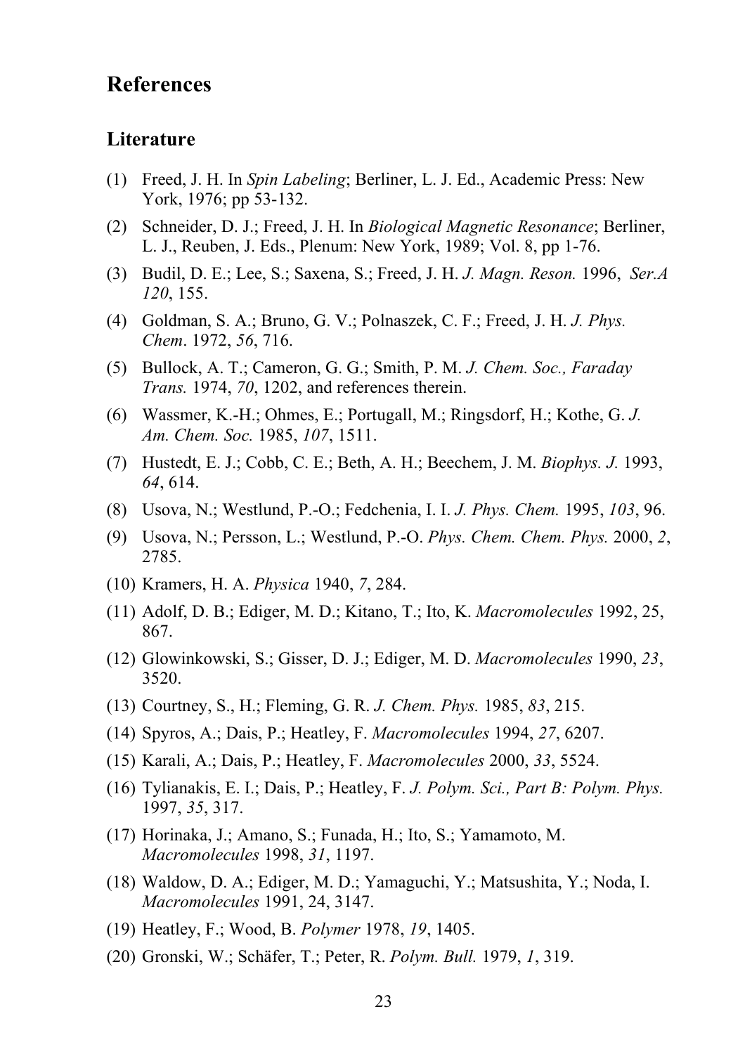# References

## Literature

(1) Freed, J. H. In *Spin Labeling*; Berliner, L. J. Ed., Academic Press: New York, 1976; pp 53-132.

(2) Schneider, D. J.; Freed, J. H. In *Biological Magnetic Resonance*; Berliner, L. J., Reuben, J. Eds., Plenum: New York, 1989; Vol. 8, pp 1-76.

(3) Budil, D. E.; Lee, S.; Saxena, S.; Freed, J. H. *J. Magn. Reson.* 1996, *Ser.A 120*, 155.

(4) Goldman, S. A.; Bruno, G. V.; Polnaszek, C. F.; Freed, J. H. *J. Phys. Chem*. 1972, *56*, 716.

(5) Bullock, A. T.; Cameron, G. G.; Smith, P. M. *J. Chem. Soc., Faraday Trans.* 1974, *70*, 1202, and references therein.

(6) Wassmer, K.-H.; Ohmes, E.; Portugall, M.; Ringsdorf, H.; Kothe, G. *J. Am. Chem. Soc.* 1985, *107*, 1511.

(7) Hustedt, E. J.; Cobb, C. E.; Beth, A. H.; Beechem, J. M. *Biophys. J.* 1993, *64*, 614.

(8) Usova, N.; Westlund, P.-O.; Fedchenia, I. I. *J. Phys. Chem.* 1995, *103*, 96.

(9) Usova, N.; Persson, L.; Westlund, P.-O. *Phys. Chem. Chem. Phys.* 2000, *2*, 2785.

(10) Kramers, H. A. *Physica* 1940, *7*, 284.

(11) Adolf, D. B.; Ediger, M. D.; Kitano, T.; Ito, K. *Macromolecules* 1992, 25, 867.

(12) Glowinkowski, S.; Gisser, D. J.; Ediger, M. D. *Macromolecules* 1990, *23*, 3520.

(13) Courtney, S., H.; Fleming, G. R. *J. Chem. Phys.* 1985, *83*, 215.

(14) Spyros, A.; Dais, P.; Heatley, F. *Macromolecules* 1994, *27*, 6207.

(15) Karali, A.; Dais, P.; Heatley, F. *Macromolecules* 2000, *33*, 5524.

(16) Tylianakis, E. I.; Dais, P.; Heatley, F. *J. Polym. Sci., Part B: Polym. Phys.* 1997, *35*, 317.

(17) Horinaka, J.; Amano, S.; Funada, H.; Ito, S.; Yamamoto, M. *Macromolecules* 1998, *31*, 1197.

(18) Waldow, D. A.; Ediger, M. D.; Yamaguchi, Y.; Matsushita, Y.; Noda, I. *Macromolecules* 1991, 24, 3147.

(19) Heatley, F.; Wood, B. *Polymer* 1978, *19*, 1405.

(20) Gronski, W.; Schäfer, T.; Peter, R. *Polym. Bull.* 1979, *1*, 319.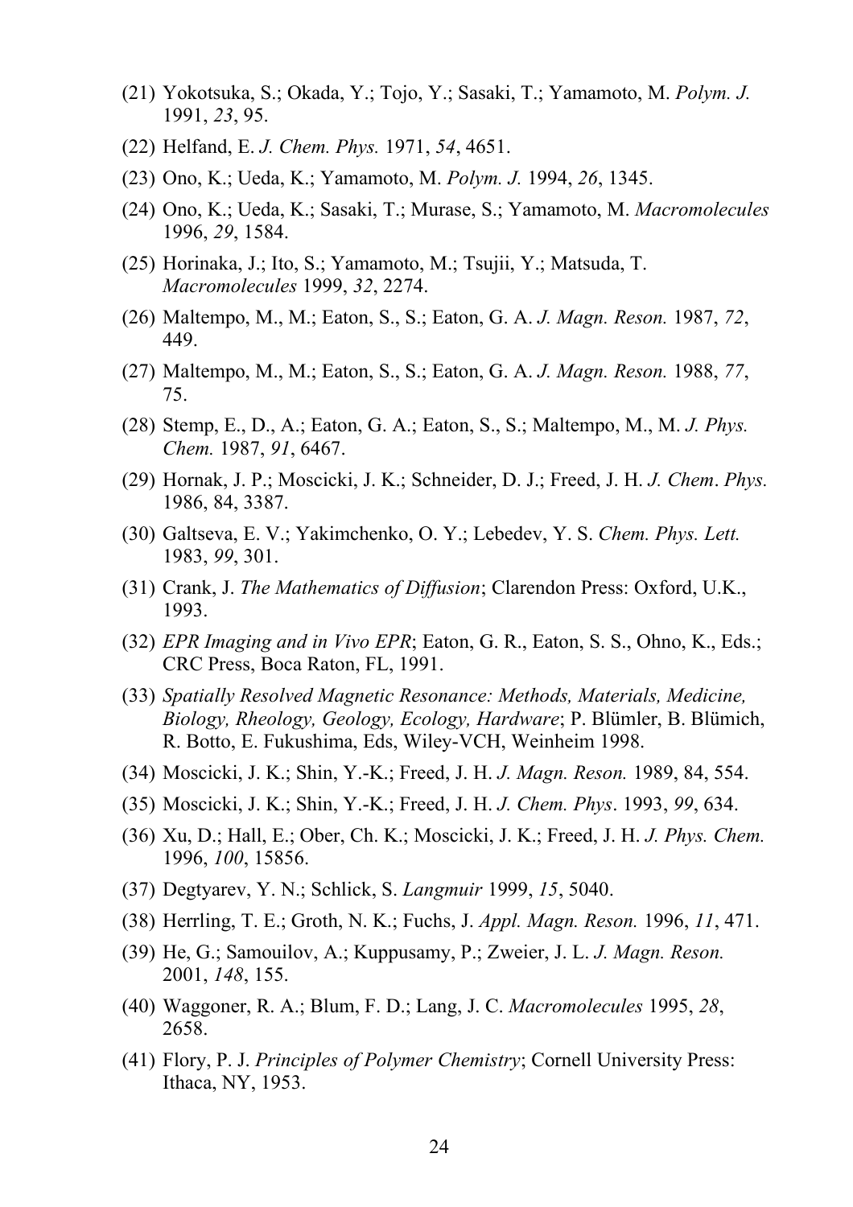(21) Yokotsuka, S.; Okada, Y.; Tojo, Y.; Sasaki, T.; Yamamoto, M. *Polym. J.* 1991, *23*, 95.

(22) Helfand, E. *J. Chem. Phys.* 1971, *54*, 4651.

(23) Ono, K.; Ueda, K.; Yamamoto, M. *Polym. J.* 1994, *26*, 1345.

(24) Ono, K.; Ueda, K.; Sasaki, T.; Murase, S.; Yamamoto, M. *Macromolecules* 1996, *29*, 1584.

(25) Horinaka, J.; Ito, S.; Yamamoto, M.; Tsujii, Y.; Matsuda, T. *Macromolecules* 1999, *32*, 2274.

(26) Maltempo, M., M.; Eaton, S., S.; Eaton, G. A. *J. Magn. Reson.* 1987, *72*, 449.

(27) Maltempo, M., M.; Eaton, S., S.; Eaton, G. A. *J. Magn. Reson.* 1988, *77*, 75.

(28) Stemp, E., D., A.; Eaton, G. A.; Eaton, S., S.; Maltempo, M., M. *J. Phys. Chem.* 1987, *91*, 6467.

(29) Hornak, J. P.; Moscicki, J. K.; Schneider, D. J.; Freed, J. H. *J. Chem. Phys.* 1986, 84, 3387.

(30) Galtseva, E. V.; Yakimchenko, O. Y.; Lebedev, Y. S. *Chem. Phys. Lett.* 1983, *99*, 301.

(31) Crank, J. *The Mathematics of Diffusion*; Clarendon Press: Oxford, U.K., 1993.

(32) *EPR Imaging and in Vivo EPR*; Eaton, G. R., Eaton, S. S., Ohno, K., Eds.; CRC Press, Boca Raton, FL, 1991.

(33) *Spatially Resolved Magnetic Resonance: Methods, Materials, Medicine, Biology, Rheology, Geology, Ecology, Hardware*; P. Blümler, B. Blümich, R. Botto, E. Fukushima, Eds, Wiley-VCH, Weinheim 1998.

(34) Moscicki, J. K.; Shin, Y.-K.; Freed, J. H. *J. Magn. Reson.* 1989, 84, 554.

(35) Moscicki, J. K.; Shin, Y.-K.; Freed, J. H. *J. Chem. Phys*. 1993, *99*, 634.

(36) Xu, D.; Hall, E.; Ober, Ch. K.; Moscicki, J. K.; Freed, J. H. *J. Phys. Chem.* 1996, *100*, 15856.

(37) Degtyarev, Y. N.; Schlick, S. *Langmuir* 1999, *15*, 5040.

(38) Herrling, T. E.; Groth, N. K.; Fuchs, J. *Appl. Magn. Reson.* 1996, *11*, 471.

(39) He, G.; Samouilov, A.; Kuppusamy, P.; Zweier, J. L. *J. Magn. Reson.* 2001, *148*, 155.

(40) Waggoner, R. A.; Blum, F. D.; Lang, J. C. *Macromolecules* 1995, *28*, 2658.

(41) Flory, P. J. *Principles of Polymer Chemistry*; Cornell University Press: Ithaca, NY, 1953.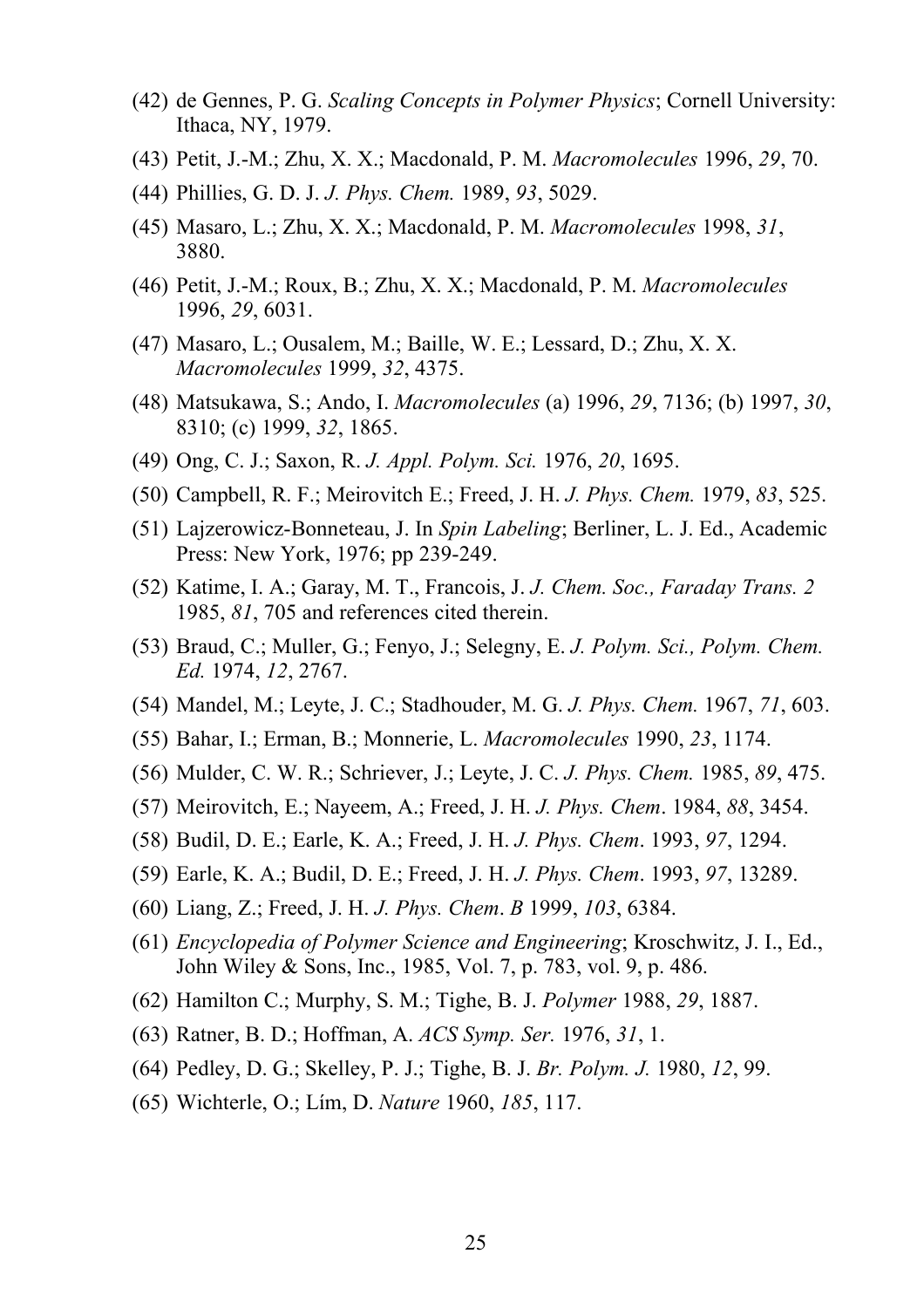(42) de Gennes, P. G. *Scaling Concepts in Polymer Physics*; Cornell University: Ithaca, NY, 1979.

(43) Petit, J.-M.; Zhu, X. X.; Macdonald, P. M. *Macromolecules* 1996, *29*, 70.

(44) Phillies, G. D. J. *J. Phys. Chem.* 1989, *93*, 5029.

(45) Masaro, L.; Zhu, X. X.; Macdonald, P. M. *Macromolecules* 1998, *31*, 3880.

(46) Petit, J.-M.; Roux, B.; Zhu, X. X.; Macdonald, P. M. *Macromolecules* 1996, *29*, 6031.

(47) Masaro, L.; Ousalem, M.; Baille, W. E.; Lessard, D.; Zhu, X. X. *Macromolecules* 1999, *32*, 4375.

(48) Matsukawa, S.; Ando, I. *Macromolecules* (a) 1996, *29*, 7136; (b) 1997, *30*, 8310; (c) 1999, *32*, 1865.

(49) Ong, C. J.; Saxon, R. *J. Appl. Polym. Sci.* 1976, *20*, 1695.

(50) Campbell, R. F.; Meirovitch E.; Freed, J. H. *J. Phys. Chem.* 1979, *83*, 525.

(51) Lajzerowicz-Bonneteau, J. In *Spin Labeling*; Berliner, L. J. Ed., Academic Press: New York, 1976; pp 239-249.

(52) Katime, I. A.; Garay, M. T., Francois, J. *J. Chem. Soc., Faraday Trans. 2* 1985, *81*, 705 and references cited therein.

(53) Braud, C.; Muller, G.; Fenyo, J.; Selegny, E. *J. Polym. Sci., Polym. Chem. Ed.* 1974, *12*, 2767.

(54) Mandel, M.; Leyte, J. C.; Stadhouder, M. G. *J. Phys. Chem.* 1967, *71*, 603.

(55) Bahar, I.; Erman, B.; Monnerie, L. *Macromolecules* 1990, *23*, 1174.

(56) Mulder, C. W. R.; Schriever, J.; Leyte, J. C. *J. Phys. Chem.* 1985, *89*, 475.

(57) Meirovitch, E.; Nayeem, A.; Freed, J. H. *J. Phys. Chem*. 1984, *88*, 3454.

(58) Budil, D. E.; Earle, K. A.; Freed, J. H. *J. Phys. Chem*. 1993, *97*, 1294.

(59) Earle, K. A.; Budil, D. E.; Freed, J. H. *J. Phys. Chem*. 1993, *97*, 13289.

(60) Liang, Z.; Freed, J. H. *J. Phys. Chem*. *B* 1999, *103*, 6384.

(61) *Encyclopedia of Polymer Science and Engineering*; Kroschwitz, J. I., Ed., John Wiley & Sons, Inc., 1985, Vol. 7, p. 783, vol. 9, p. 486.

(62) Hamilton C.; Murphy, S. M.; Tighe, B. J. *Polymer* 1988, *29*, 1887.

(63) Ratner, B. D.; Hoffman, A. *ACS Symp. Ser.* 1976, *31*, 1.

(64) Pedley, D. G.; Skelley, P. J.; Tighe, B. J. *Br. Polym. J.* 1980, *12*, 99.

(65) Wichterle, O.; Lím, D. *Nature* 1960, *185*, 117.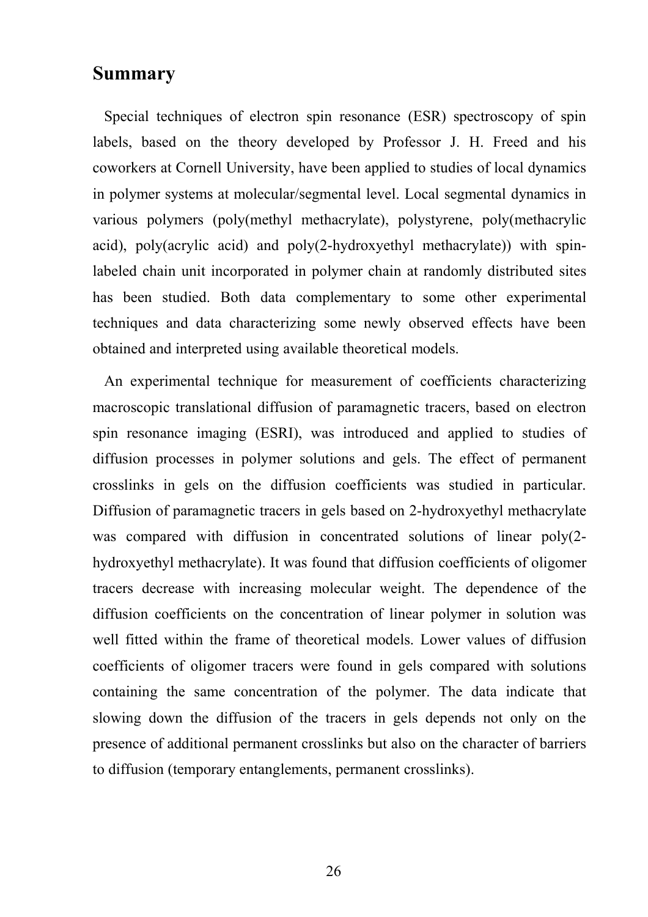## Summary

Special techniques of electron spin resonance (ESR) spectroscopy of spin labels, based on the theory developed by Professor J. H. Freed and his coworkers at Cornell University, have been applied to studies of local dynamics in polymer systems at molecular/segmental level. Local segmental dynamics in various polymers (poly(methyl methacrylate), polystyrene, poly(methacrylic acid), poly(acrylic acid) and poly(2-hydroxyethyl methacrylate)) with spin-labeled chain unit incorporated in polymer chain at randomly distributed sites has been studied. Both data complementary to some other experimental techniques and data characterizing some newly observed effects have been obtained and interpreted using available theoretical models.

An experimental technique for measurement of coefficients characterizing macroscopic translational diffusion of paramagnetic tracers, based on electron spin resonance imaging (ESRI), was introduced and applied to studies of diffusion processes in polymer solutions and gels. The effect of permanent crosslinks in gels on the diffusion coefficients was studied in particular. Diffusion of paramagnetic tracers in gels based on 2-hydroxyethyl methacrylate was compared with diffusion in concentrated solutions of linear poly(2-hydroxyethyl methacrylate). It was found that diffusion coefficients of oligomer tracers decrease with increasing molecular weight. The dependence of the diffusion coefficients on the concentration of linear polymer in solution was well fitted within the frame of theoretical models. Lower values of diffusion coefficients of oligomer tracers were found in gels compared with solutions containing the same concentration of the polymer. The data indicate that slowing down the diffusion of the tracers in gels depends not only on the presence of additional permanent crosslinks but also on the character of barriers to diffusion (temporary entanglements, permanent crosslinks).